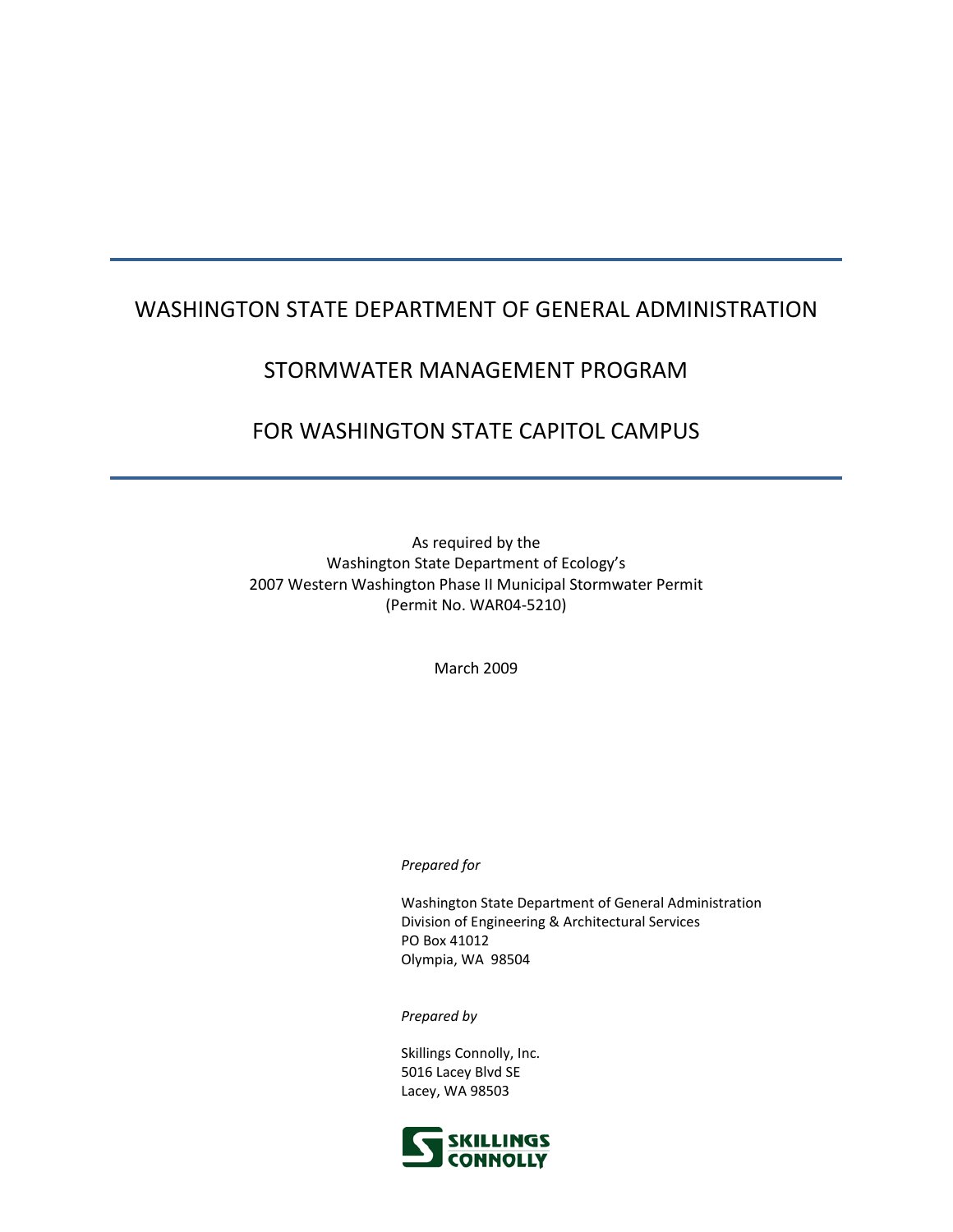# WASHINGTON STATE DEPARTMENT OF GENERAL ADMINISTRATION

# STORMWATER MANAGEMENT PROGRAM

# FOR WASHINGTON STATE CAPITOL CAMPUS

As required by the
Washington State Department of Ecology's
2007 Western Washington Phase II Municipal Stormwater Permit
(Permit No. WAR04-5210)

March 2009

*Prepared for*

Washington State Department of General Administration
Division of Engineering & Architectural Services
PO Box 41012
Olympia, WA 98504

*Prepared by*

Skillings Connolly, Inc.
5016 Lacey Blvd SE
Lacey, WA 98503

SKILLINGS CONNOLLY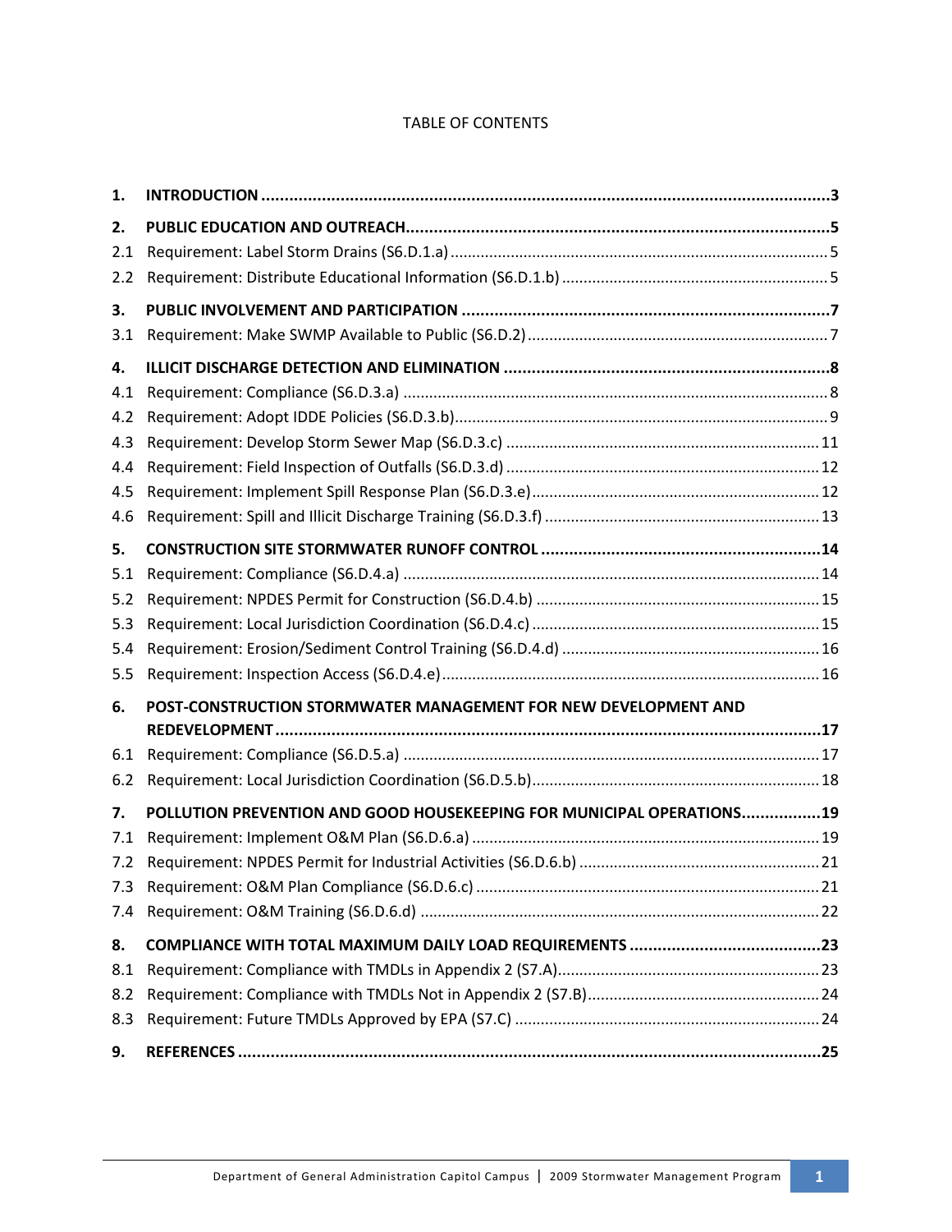TABLE OF CONTENTS

| | | |
|---|---|---|
| **1.** | **INTRODUCTION** | **3** |
| **2.** | **PUBLIC EDUCATION AND OUTREACH** | **5** |
| 2.1 | Requirement: Label Storm Drains (S6.D.1.a) | 5 |
| 2.2 | Requirement: Distribute Educational Information (S6.D.1.b) | 5 |
| **3.** | **PUBLIC INVOLVEMENT AND PARTICIPATION** | **7** |
| 3.1 | Requirement: Make SWMP Available to Public (S6.D.2) | 7 |
| **4.** | **ILLICIT DISCHARGE DETECTION AND ELIMINATION** | **8** |
| 4.1 | Requirement: Compliance (S6.D.3.a) | 8 |
| 4.2 | Requirement: Adopt IDDE Policies (S6.D.3.b) | 9 |
| 4.3 | Requirement: Develop Storm Sewer Map (S6.D.3.c) | 11 |
| 4.4 | Requirement: Field Inspection of Outfalls (S6.D.3.d) | 12 |
| 4.5 | Requirement: Implement Spill Response Plan (S6.D.3.e) | 12 |
| 4.6 | Requirement: Spill and Illicit Discharge Training (S6.D.3.f) | 13 |
| **5.** | **CONSTRUCTION SITE STORMWATER RUNOFF CONTROL** | **14** |
| 5.1 | Requirement: Compliance (S6.D.4.a) | 14 |
| 5.2 | Requirement: NPDES Permit for Construction (S6.D.4.b) | 15 |
| 5.3 | Requirement: Local Jurisdiction Coordination (S6.D.4.c) | 15 |
| 5.4 | Requirement: Erosion/Sediment Control Training (S6.D.4.d) | 16 |
| 5.5 | Requirement: Inspection Access (S6.D.4.e) | 16 |
| **6.** | **POST-CONSTRUCTION STORMWATER MANAGEMENT FOR NEW DEVELOPMENT AND REDEVELOPMENT** | **17** |
| 6.1 | Requirement: Compliance (S6.D.5.a) | 17 |
| 6.2 | Requirement: Local Jurisdiction Coordination (S6.D.5.b) | 18 |
| **7.** | **POLLUTION PREVENTION AND GOOD HOUSEKEEPING FOR MUNICIPAL OPERATIONS** | **19** |
| 7.1 | Requirement: Implement O&M Plan (S6.D.6.a) | 19 |
| 7.2 | Requirement: NPDES Permit for Industrial Activities (S6.D.6.b) | 21 |
| 7.3 | Requirement: O&M Plan Compliance (S6.D.6.c) | 21 |
| 7.4 | Requirement: O&M Training (S6.D.6.d) | 22 |
| **8.** | **COMPLIANCE WITH TOTAL MAXIMUM DAILY LOAD REQUIREMENTS** | **23** |
| 8.1 | Requirement: Compliance with TMDLs in Appendix 2 (S7.A) | 23 |
| 8.2 | Requirement: Compliance with TMDLs Not in Appendix 2 (S7.B) | 24 |
| 8.3 | Requirement: Future TMDLs Approved by EPA (S7.C) | 24 |
| **9.** | **REFERENCES** | **25** |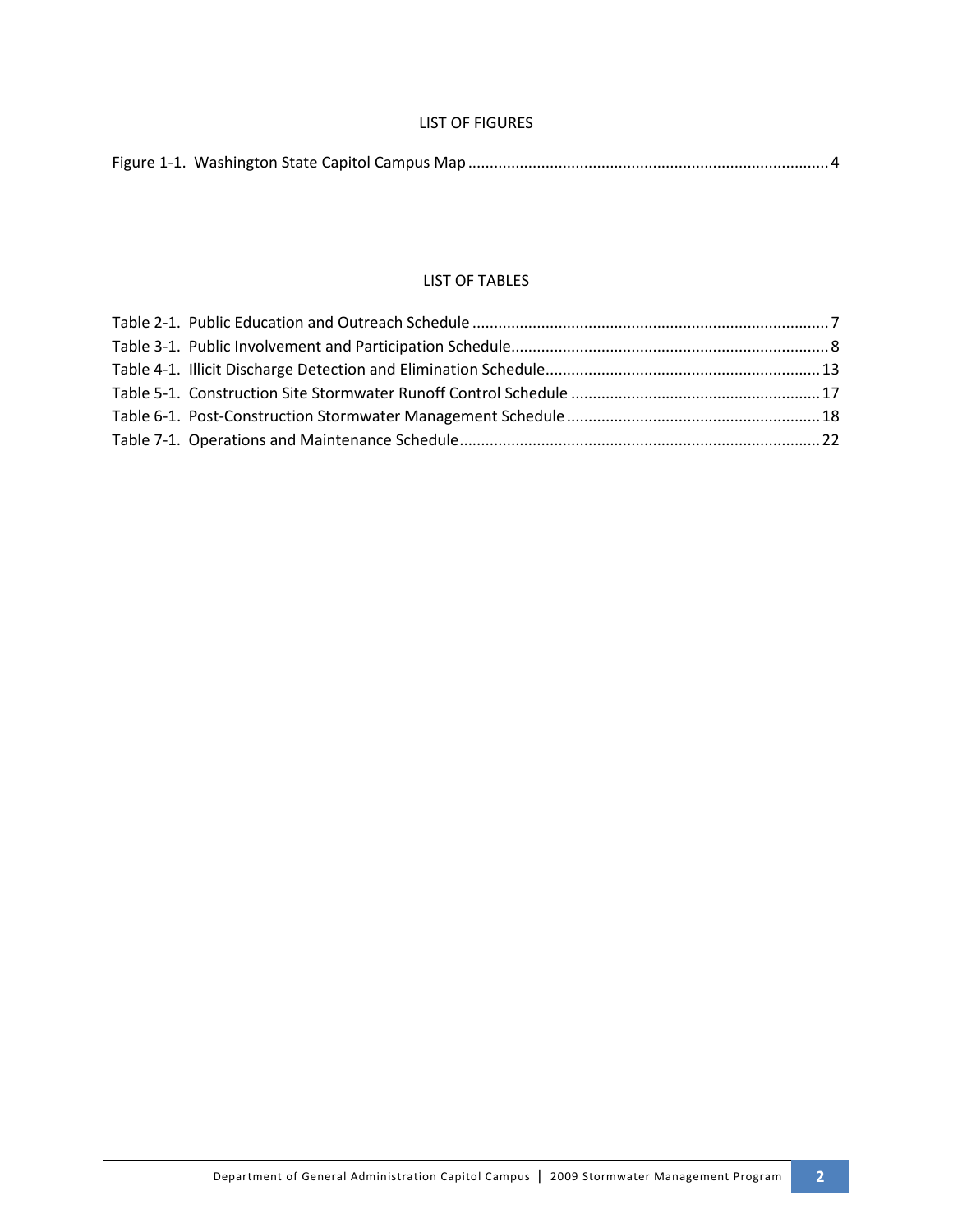## LIST OF FIGURES

Figure 1-1. Washington State Capitol Campus Map ........................................................................................ 4

## LIST OF TABLES

Table 2-1. Public Education and Outreach Schedule ........................................................................................ 7
Table 3-1. Public Involvement and Participation Schedule ................................................................................ 8
Table 4-1. Illicit Discharge Detection and Elimination Schedule ...................................................................... 13
Table 5-1. Construction Site Stormwater Runoff Control Schedule .................................................................. 17
Table 6-1. Post-Construction Stormwater Management Schedule ................................................................... 18
Table 7-1. Operations and Maintenance Schedule ........................................................................................... 22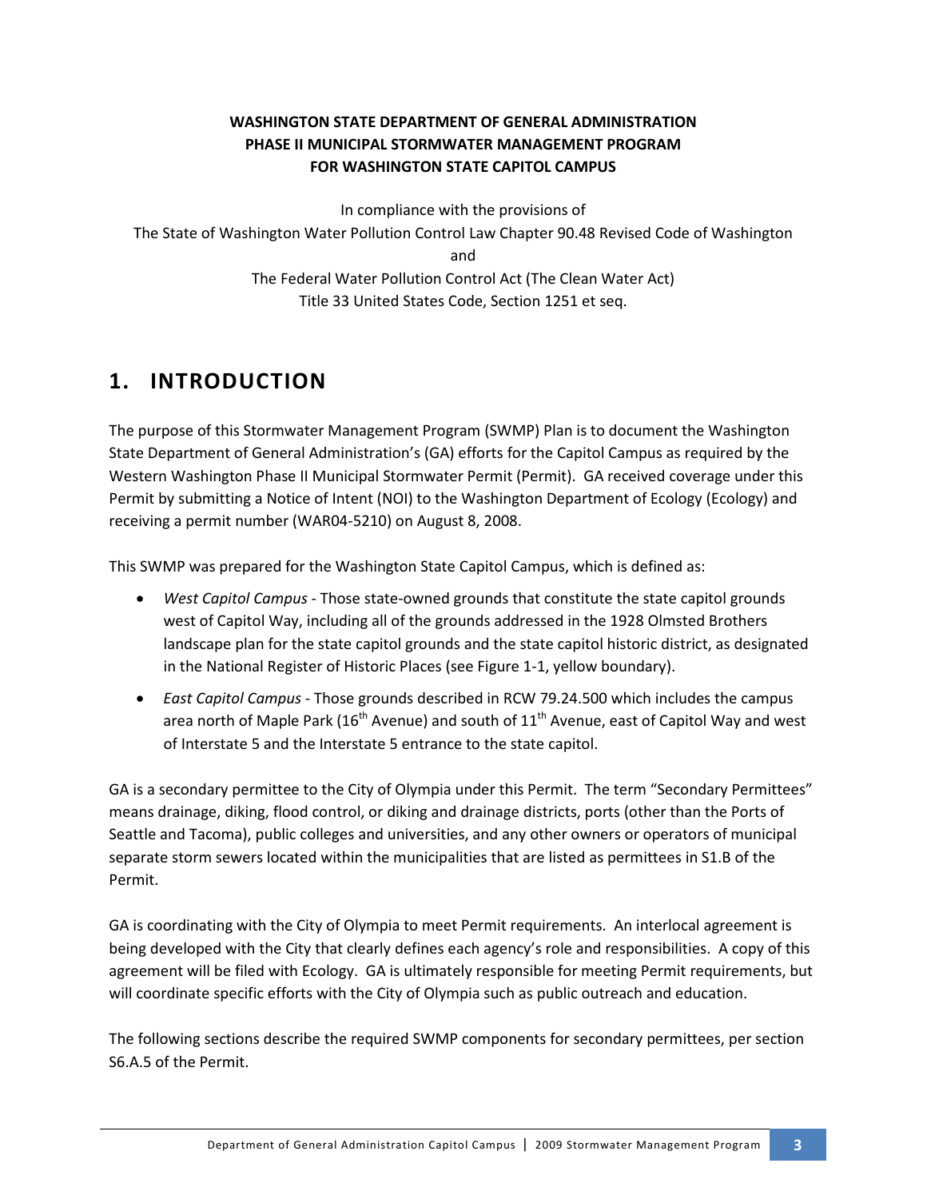**WASHINGTON STATE DEPARTMENT OF GENERAL ADMINISTRATION**
**PHASE II MUNICIPAL STORMWATER MANAGEMENT PROGRAM**
**FOR WASHINGTON STATE CAPITOL CAMPUS**

In compliance with the provisions of
The State of Washington Water Pollution Control Law Chapter 90.48 Revised Code of Washington
and
The Federal Water Pollution Control Act (The Clean Water Act)
Title 33 United States Code, Section 1251 et seq.

# 1. INTRODUCTION

The purpose of this Stormwater Management Program (SWMP) Plan is to document the Washington State Department of General Administration's (GA) efforts for the Capitol Campus as required by the Western Washington Phase II Municipal Stormwater Permit (Permit). GA received coverage under this Permit by submitting a Notice of Intent (NOI) to the Washington Department of Ecology (Ecology) and receiving a permit number (WAR04-5210) on August 8, 2008.

This SWMP was prepared for the Washington State Capitol Campus, which is defined as:

- *West Capitol Campus* - Those state-owned grounds that constitute the state capitol grounds west of Capitol Way, including all of the grounds addressed in the 1928 Olmsted Brothers landscape plan for the state capitol grounds and the state capitol historic district, as designated in the National Register of Historic Places (see Figure 1-1, yellow boundary).
- *East Capitol Campus* - Those grounds described in RCW 79.24.500 which includes the campus area north of Maple Park (16th Avenue) and south of 11th Avenue, east of Capitol Way and west of Interstate 5 and the Interstate 5 entrance to the state capitol.

GA is a secondary permittee to the City of Olympia under this Permit. The term "Secondary Permittees" means drainage, diking, flood control, or diking and drainage districts, ports (other than the Ports of Seattle and Tacoma), public colleges and universities, and any other owners or operators of municipal separate storm sewers located within the municipalities that are listed as permittees in S1.B of the Permit.

GA is coordinating with the City of Olympia to meet Permit requirements. An interlocal agreement is being developed with the City that clearly defines each agency's role and responsibilities. A copy of this agreement will be filed with Ecology. GA is ultimately responsible for meeting Permit requirements, but will coordinate specific efforts with the City of Olympia such as public outreach and education.

The following sections describe the required SWMP components for secondary permittees, per section S6.A.5 of the Permit.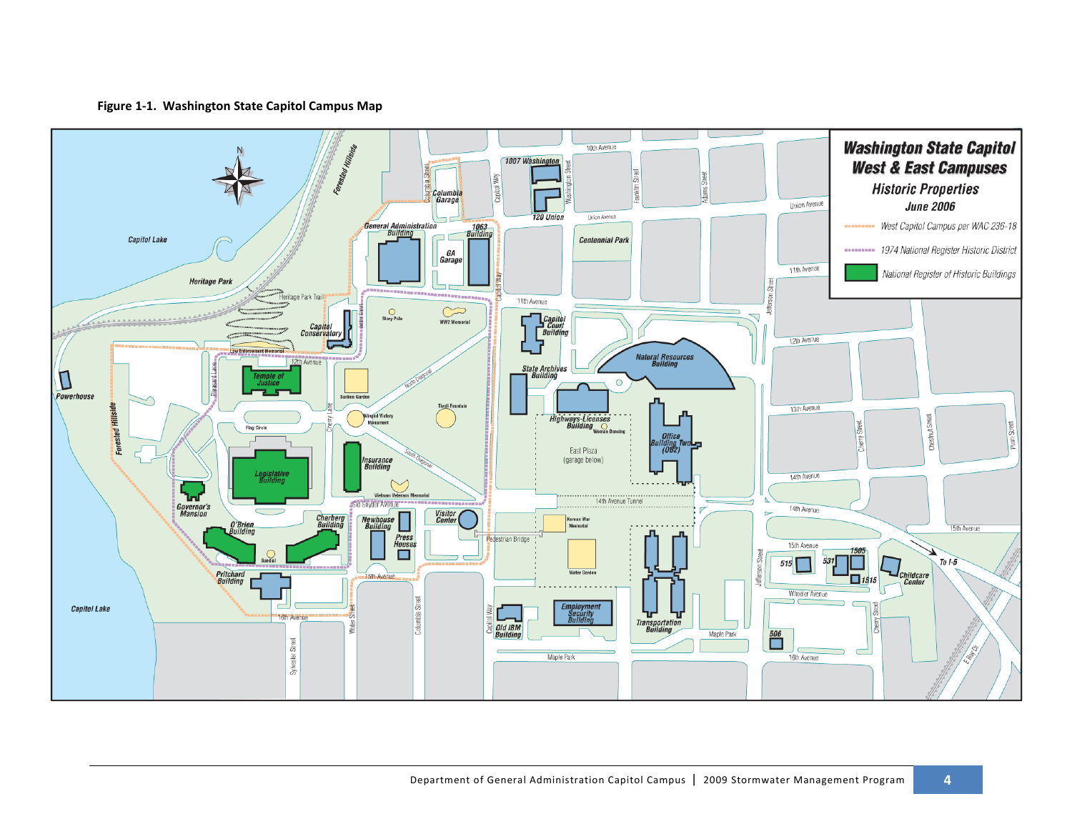**Figure 1-1. Washington State Capitol Campus Map**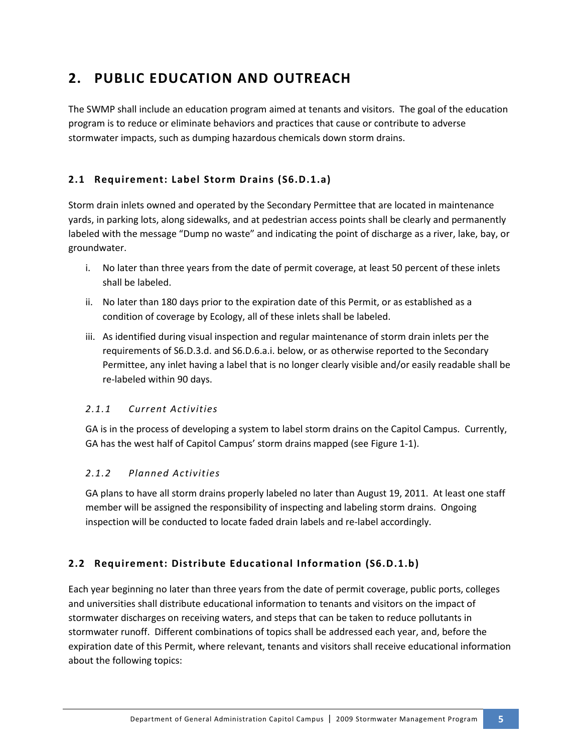# 2. PUBLIC EDUCATION AND OUTREACH

The SWMP shall include an education program aimed at tenants and visitors. The goal of the education program is to reduce or eliminate behaviors and practices that cause or contribute to adverse stormwater impacts, such as dumping hazardous chemicals down storm drains.

## 2.1 Requirement: Label Storm Drains (S6.D.1.a)

Storm drain inlets owned and operated by the Secondary Permittee that are located in maintenance yards, in parking lots, along sidewalks, and at pedestrian access points shall be clearly and permanently labeled with the message "Dump no waste" and indicating the point of discharge as a river, lake, bay, or groundwater.

i. No later than three years from the date of permit coverage, at least 50 percent of these inlets shall be labeled.

ii. No later than 180 days prior to the expiration date of this Permit, or as established as a condition of coverage by Ecology, all of these inlets shall be labeled.

iii. As identified during visual inspection and regular maintenance of storm drain inlets per the requirements of S6.D.3.d. and S6.D.6.a.i. below, or as otherwise reported to the Secondary Permittee, any inlet having a label that is no longer clearly visible and/or easily readable shall be re-labeled within 90 days.

### *2.1.1 Current Activities*

GA is in the process of developing a system to label storm drains on the Capitol Campus. Currently, GA has the west half of Capitol Campus' storm drains mapped (see Figure 1-1).

### *2.1.2 Planned Activities*

GA plans to have all storm drains properly labeled no later than August 19, 2011. At least one staff member will be assigned the responsibility of inspecting and labeling storm drains. Ongoing inspection will be conducted to locate faded drain labels and re-label accordingly.

## 2.2 Requirement: Distribute Educational Information (S6.D.1.b)

Each year beginning no later than three years from the date of permit coverage, public ports, colleges and universities shall distribute educational information to tenants and visitors on the impact of stormwater discharges on receiving waters, and steps that can be taken to reduce pollutants in stormwater runoff. Different combinations of topics shall be addressed each year, and, before the expiration date of this Permit, where relevant, tenants and visitors shall receive educational information about the following topics: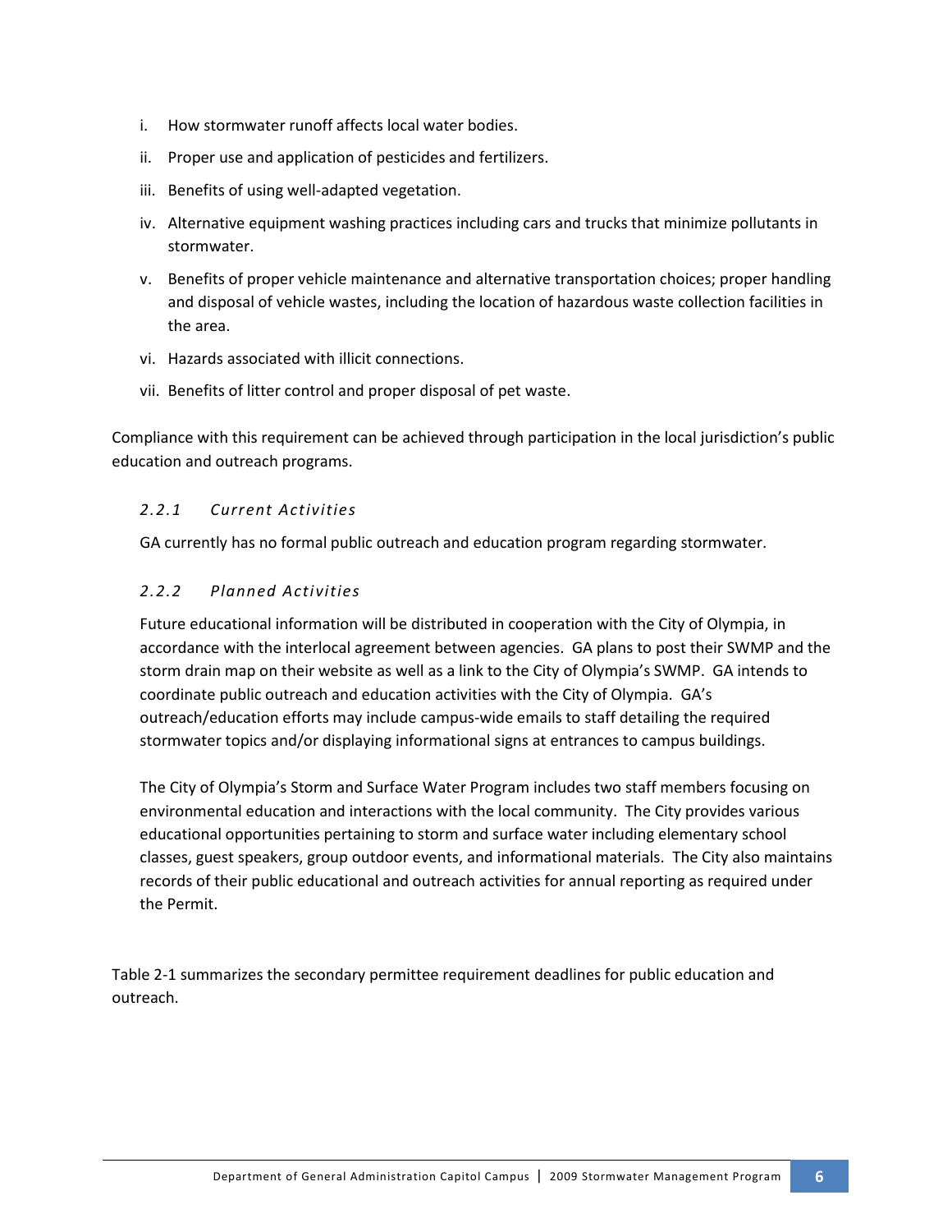i. How stormwater runoff affects local water bodies.

ii. Proper use and application of pesticides and fertilizers.

iii. Benefits of using well-adapted vegetation.

iv. Alternative equipment washing practices including cars and trucks that minimize pollutants in stormwater.

v. Benefits of proper vehicle maintenance and alternative transportation choices; proper handling and disposal of vehicle wastes, including the location of hazardous waste collection facilities in the area.

vi. Hazards associated with illicit connections.

vii. Benefits of litter control and proper disposal of pet waste.

Compliance with this requirement can be achieved through participation in the local jurisdiction's public education and outreach programs.

### *2.2.1 Current Activities*

GA currently has no formal public outreach and education program regarding stormwater.

### *2.2.2 Planned Activities*

Future educational information will be distributed in cooperation with the City of Olympia, in accordance with the interlocal agreement between agencies. GA plans to post their SWMP and the storm drain map on their website as well as a link to the City of Olympia's SWMP. GA intends to coordinate public outreach and education activities with the City of Olympia. GA's outreach/education efforts may include campus-wide emails to staff detailing the required stormwater topics and/or displaying informational signs at entrances to campus buildings.

The City of Olympia's Storm and Surface Water Program includes two staff members focusing on environmental education and interactions with the local community. The City provides various educational opportunities pertaining to storm and surface water including elementary school classes, guest speakers, group outdoor events, and informational materials. The City also maintains records of their public educational and outreach activities for annual reporting as required under the Permit.

Table 2-1 summarizes the secondary permittee requirement deadlines for public education and outreach.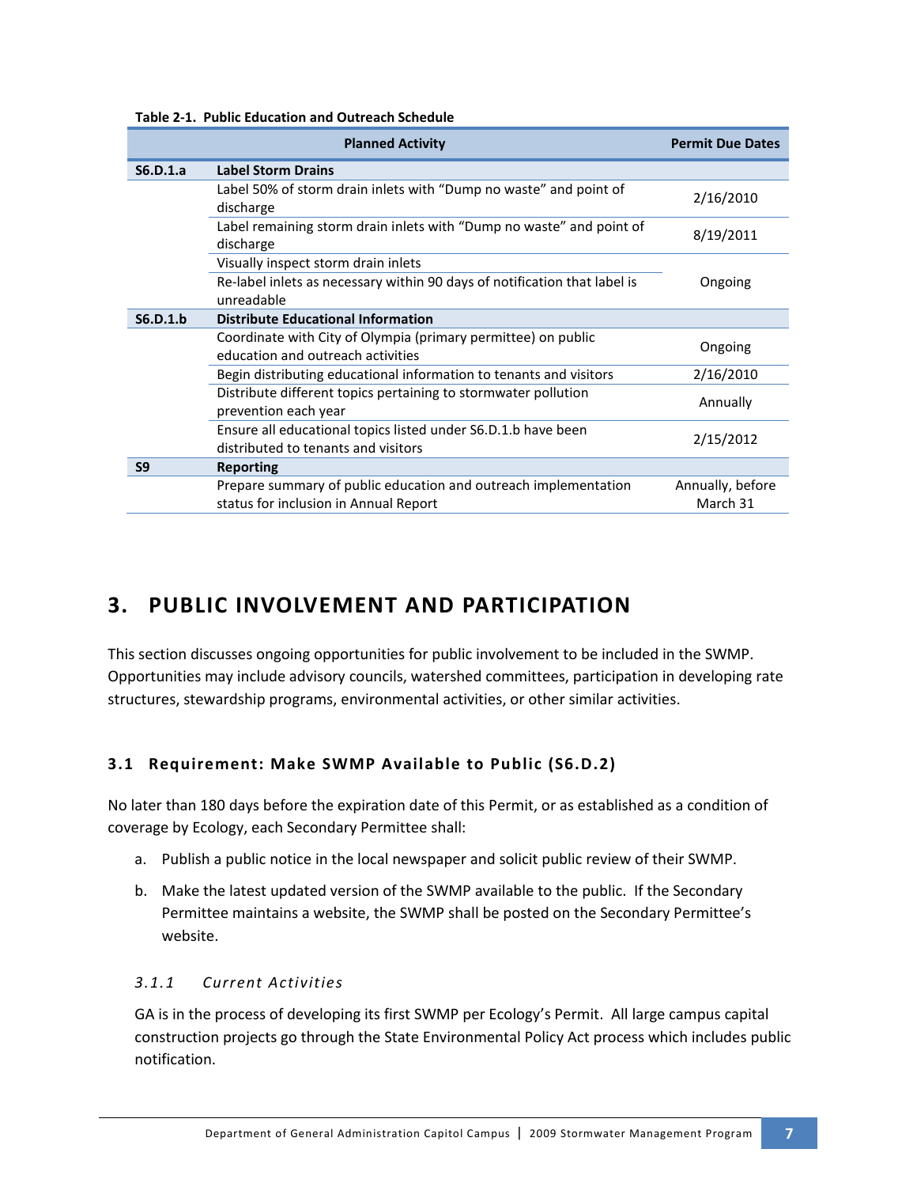**Table 2-1. Public Education and Outreach Schedule**

| | Planned Activity | Permit Due Dates |
|---|---|---|
| **S6.D.1.a** | **Label Storm Drains** | |
| | Label 50% of storm drain inlets with "Dump no waste" and point of discharge | 2/16/2010 |
| | Label remaining storm drain inlets with "Dump no waste" and point of discharge | 8/19/2011 |
| | Visually inspect storm drain inlets | Ongoing |
| | Re-label inlets as necessary within 90 days of notification that label is unreadable | Ongoing |
| **S6.D.1.b** | **Distribute Educational Information** | |
| | Coordinate with City of Olympia (primary permittee) on public education and outreach activities | Ongoing |
| | Begin distributing educational information to tenants and visitors | 2/16/2010 |
| | Distribute different topics pertaining to stormwater pollution prevention each year | Annually |
| | Ensure all educational topics listed under S6.D.1.b have been distributed to tenants and visitors | 2/15/2012 |
| **S9** | **Reporting** | |
| | Prepare summary of public education and outreach implementation status for inclusion in Annual Report | Annually, before March 31 |

# 3. PUBLIC INVOLVEMENT AND PARTICIPATION

This section discusses ongoing opportunities for public involvement to be included in the SWMP. Opportunities may include advisory councils, watershed committees, participation in developing rate structures, stewardship programs, environmental activities, or other similar activities.

## 3.1 Requirement: Make SWMP Available to Public (S6.D.2)

No later than 180 days before the expiration date of this Permit, or as established as a condition of coverage by Ecology, each Secondary Permittee shall:

a. Publish a public notice in the local newspaper and solicit public review of their SWMP.

b. Make the latest updated version of the SWMP available to the public. If the Secondary Permittee maintains a website, the SWMP shall be posted on the Secondary Permittee's website.

### *3.1.1 Current Activities*

GA is in the process of developing its first SWMP per Ecology's Permit. All large campus capital construction projects go through the State Environmental Policy Act process which includes public notification.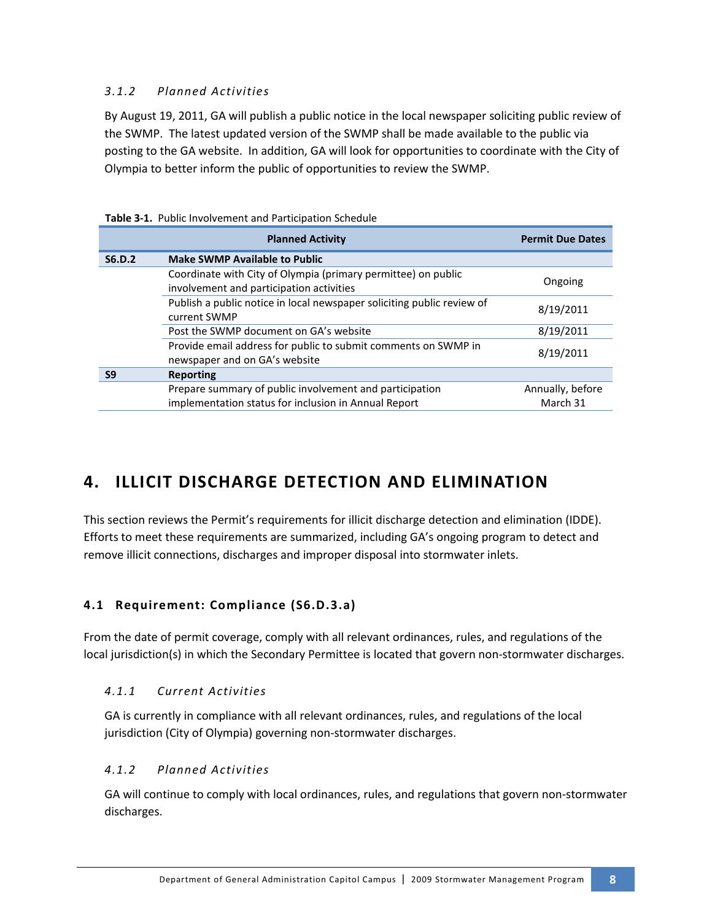#### 3.1.2 Planned Activities

By August 19, 2011, GA will publish a public notice in the local newspaper soliciting public review of the SWMP. The latest updated version of the SWMP shall be made available to the public via posting to the GA website. In addition, GA will look for opportunities to coordinate with the City of Olympia to better inform the public of opportunities to review the SWMP.

**Table 3-1.** Public Involvement and Participation Schedule

| | Planned Activity | Permit Due Dates |
|---|---|---|
| **S6.D.2** | **Make SWMP Available to Public** | |
| | Coordinate with City of Olympia (primary permittee) on public involvement and participation activities | Ongoing |
| | Publish a public notice in local newspaper soliciting public review of current SWMP | 8/19/2011 |
| | Post the SWMP document on GA's website | 8/19/2011 |
| | Provide email address for public to submit comments on SWMP in newspaper and on GA's website | 8/19/2011 |
| **S9** | **Reporting** | |
| | Prepare summary of public involvement and participation implementation status for inclusion in Annual Report | Annually, before March 31 |

# 4. ILLICIT DISCHARGE DETECTION AND ELIMINATION

This section reviews the Permit's requirements for illicit discharge detection and elimination (IDDE). Efforts to meet these requirements are summarized, including GA's ongoing program to detect and remove illicit connections, discharges and improper disposal into stormwater inlets.

## 4.1 Requirement: Compliance (S6.D.3.a)

From the date of permit coverage, comply with all relevant ordinances, rules, and regulations of the local jurisdiction(s) in which the Secondary Permittee is located that govern non-stormwater discharges.

#### 4.1.1 Current Activities

GA is currently in compliance with all relevant ordinances, rules, and regulations of the local jurisdiction (City of Olympia) governing non-stormwater discharges.

#### 4.1.2 Planned Activities

GA will continue to comply with local ordinances, rules, and regulations that govern non-stormwater discharges.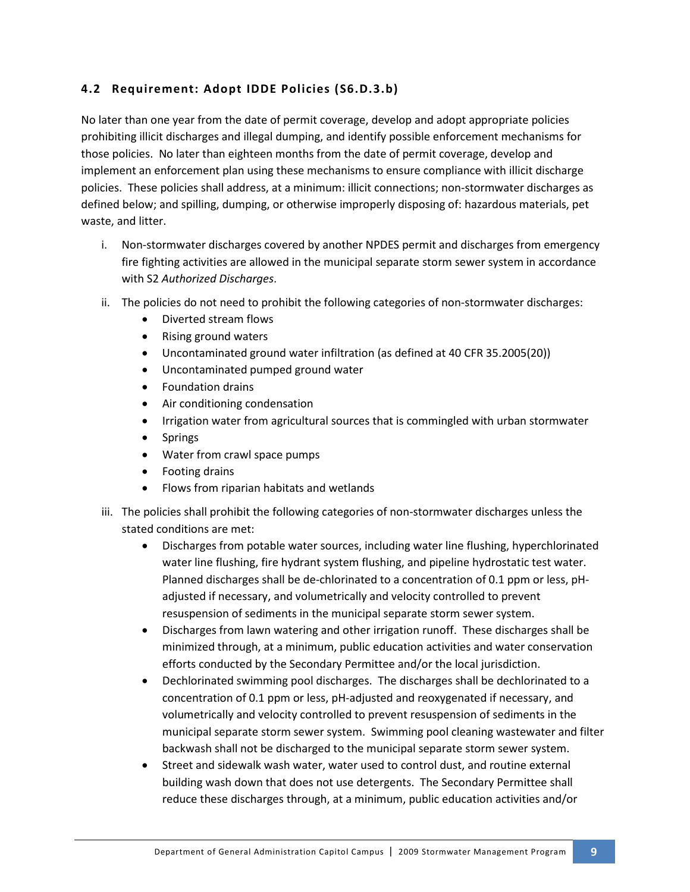## 4.2 Requirement: Adopt IDDE Policies (S6.D.3.b)

No later than one year from the date of permit coverage, develop and adopt appropriate policies prohibiting illicit discharges and illegal dumping, and identify possible enforcement mechanisms for those policies. No later than eighteen months from the date of permit coverage, develop and implement an enforcement plan using these mechanisms to ensure compliance with illicit discharge policies. These policies shall address, at a minimum: illicit connections; non-stormwater discharges as defined below; and spilling, dumping, or otherwise improperly disposing of: hazardous materials, pet waste, and litter.

i. Non-stormwater discharges covered by another NPDES permit and discharges from emergency fire fighting activities are allowed in the municipal separate storm sewer system in accordance with S2 *Authorized Discharges*.

ii. The policies do not need to prohibit the following categories of non-stormwater discharges:
   - Diverted stream flows
   - Rising ground waters
   - Uncontaminated ground water infiltration (as defined at 40 CFR 35.2005(20))
   - Uncontaminated pumped ground water
   - Foundation drains
   - Air conditioning condensation
   - Irrigation water from agricultural sources that is commingled with urban stormwater
   - Springs
   - Water from crawl space pumps
   - Footing drains
   - Flows from riparian habitats and wetlands

iii. The policies shall prohibit the following categories of non-stormwater discharges unless the stated conditions are met:
   - Discharges from potable water sources, including water line flushing, hyperchlorinated water line flushing, fire hydrant system flushing, and pipeline hydrostatic test water. Planned discharges shall be de-chlorinated to a concentration of 0.1 ppm or less, pH-adjusted if necessary, and volumetrically and velocity controlled to prevent resuspension of sediments in the municipal separate storm sewer system.
   - Discharges from lawn watering and other irrigation runoff. These discharges shall be minimized through, at a minimum, public education activities and water conservation efforts conducted by the Secondary Permittee and/or the local jurisdiction.
   - Dechlorinated swimming pool discharges. The discharges shall be dechlorinated to a concentration of 0.1 ppm or less, pH-adjusted and reoxygenated if necessary, and volumetrically and velocity controlled to prevent resuspension of sediments in the municipal separate storm sewer system. Swimming pool cleaning wastewater and filter backwash shall not be discharged to the municipal separate storm sewer system.
   - Street and sidewalk wash water, water used to control dust, and routine external building wash down that does not use detergents. The Secondary Permittee shall reduce these discharges through, at a minimum, public education activities and/or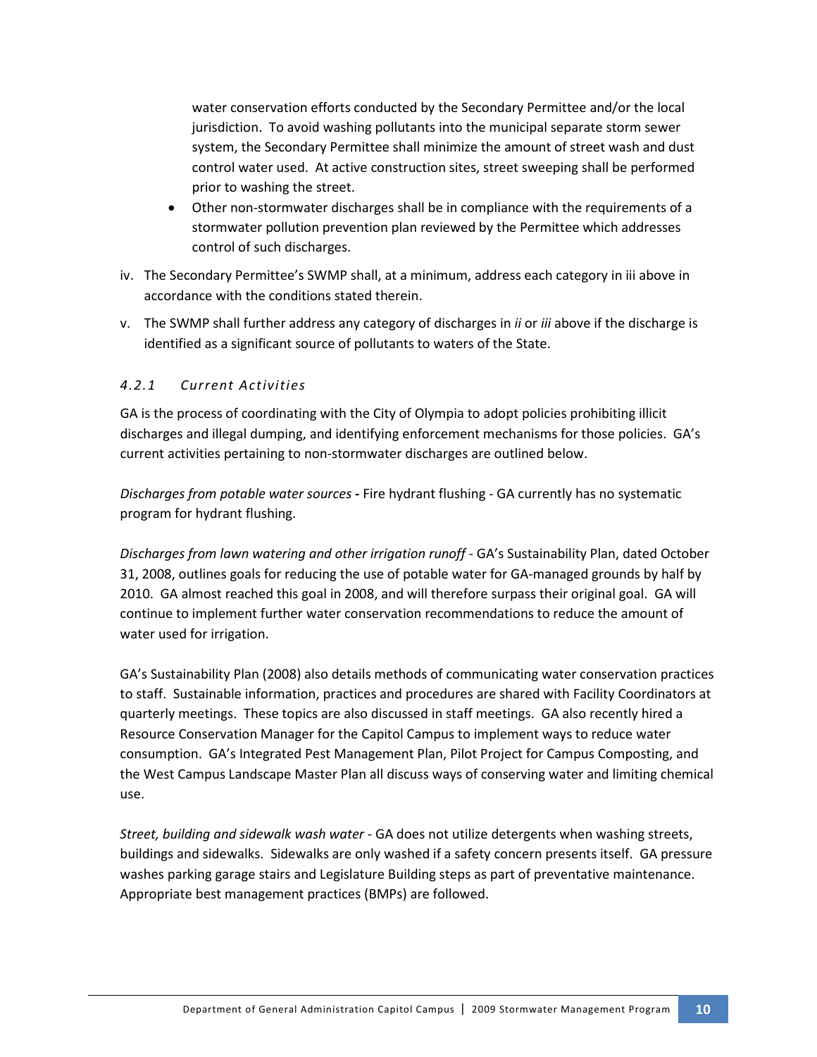water conservation efforts conducted by the Secondary Permittee and/or the local jurisdiction. To avoid washing pollutants into the municipal separate storm sewer system, the Secondary Permittee shall minimize the amount of street wash and dust control water used. At active construction sites, street sweeping shall be performed prior to washing the street.

- Other non-stormwater discharges shall be in compliance with the requirements of a stormwater pollution prevention plan reviewed by the Permittee which addresses control of such discharges.

iv. The Secondary Permittee's SWMP shall, at a minimum, address each category in iii above in accordance with the conditions stated therein.

v. The SWMP shall further address any category of discharges in *ii* or *iii* above if the discharge is identified as a significant source of pollutants to waters of the State.

#### *4.2.1 Current Activities*

GA is the process of coordinating with the City of Olympia to adopt policies prohibiting illicit discharges and illegal dumping, and identifying enforcement mechanisms for those policies. GA's current activities pertaining to non-stormwater discharges are outlined below.

*Discharges from potable water sources* **-** Fire hydrant flushing - GA currently has no systematic program for hydrant flushing.

*Discharges from lawn watering and other irrigation runoff* - GA's Sustainability Plan, dated October 31, 2008, outlines goals for reducing the use of potable water for GA-managed grounds by half by 2010. GA almost reached this goal in 2008, and will therefore surpass their original goal. GA will continue to implement further water conservation recommendations to reduce the amount of water used for irrigation.

GA's Sustainability Plan (2008) also details methods of communicating water conservation practices to staff. Sustainable information, practices and procedures are shared with Facility Coordinators at quarterly meetings. These topics are also discussed in staff meetings. GA also recently hired a Resource Conservation Manager for the Capitol Campus to implement ways to reduce water consumption. GA's Integrated Pest Management Plan, Pilot Project for Campus Composting, and the West Campus Landscape Master Plan all discuss ways of conserving water and limiting chemical use.

*Street, building and sidewalk wash water* - GA does not utilize detergents when washing streets, buildings and sidewalks. Sidewalks are only washed if a safety concern presents itself. GA pressure washes parking garage stairs and Legislature Building steps as part of preventative maintenance. Appropriate best management practices (BMPs) are followed.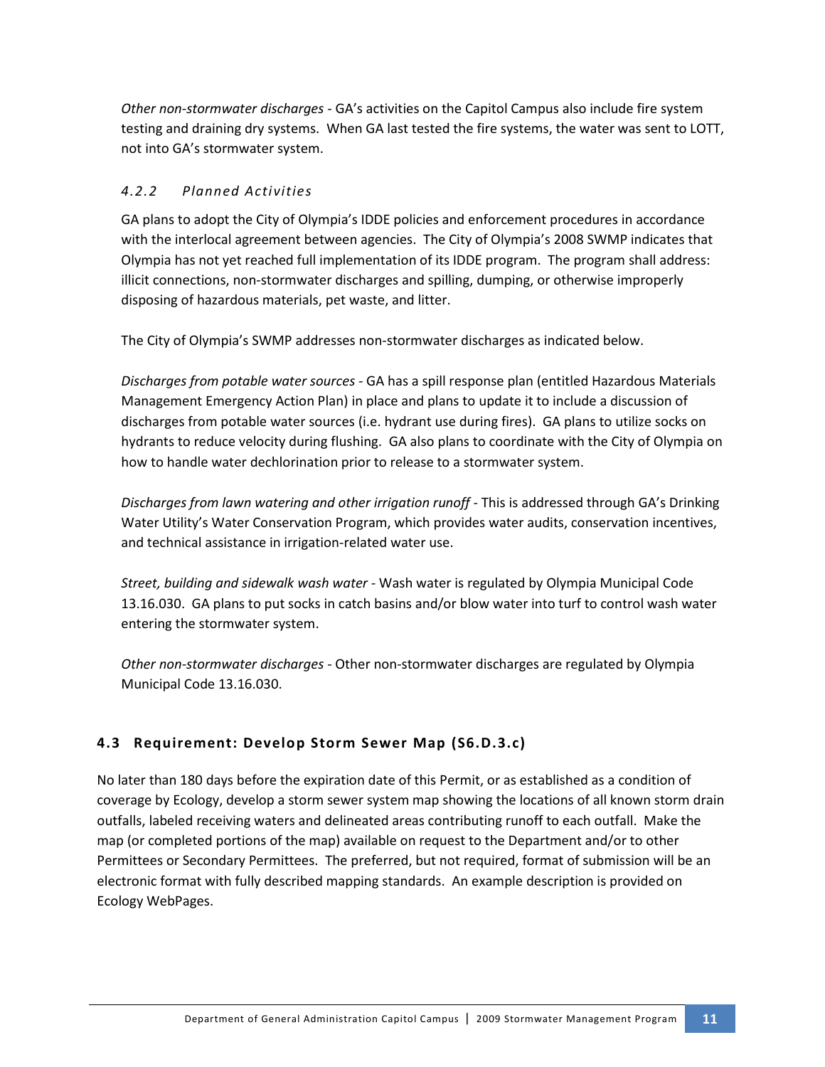*Other non-stormwater discharges* - GA's activities on the Capitol Campus also include fire system testing and draining dry systems. When GA last tested the fire systems, the water was sent to LOTT, not into GA's stormwater system.

#### *4.2.2 Planned Activities*

GA plans to adopt the City of Olympia's IDDE policies and enforcement procedures in accordance with the interlocal agreement between agencies. The City of Olympia's 2008 SWMP indicates that Olympia has not yet reached full implementation of its IDDE program. The program shall address: illicit connections, non-stormwater discharges and spilling, dumping, or otherwise improperly disposing of hazardous materials, pet waste, and litter.

The City of Olympia's SWMP addresses non-stormwater discharges as indicated below.

*Discharges from potable water sources* - GA has a spill response plan (entitled Hazardous Materials Management Emergency Action Plan) in place and plans to update it to include a discussion of discharges from potable water sources (i.e. hydrant use during fires). GA plans to utilize socks on hydrants to reduce velocity during flushing. GA also plans to coordinate with the City of Olympia on how to handle water dechlorination prior to release to a stormwater system.

*Discharges from lawn watering and other irrigation runoff* - This is addressed through GA's Drinking Water Utility's Water Conservation Program, which provides water audits, conservation incentives, and technical assistance in irrigation-related water use.

*Street, building and sidewalk wash water* - Wash water is regulated by Olympia Municipal Code 13.16.030. GA plans to put socks in catch basins and/or blow water into turf to control wash water entering the stormwater system.

*Other non-stormwater discharges* - Other non-stormwater discharges are regulated by Olympia Municipal Code 13.16.030.

### 4.3 Requirement: Develop Storm Sewer Map (S6.D.3.c)

No later than 180 days before the expiration date of this Permit, or as established as a condition of coverage by Ecology, develop a storm sewer system map showing the locations of all known storm drain outfalls, labeled receiving waters and delineated areas contributing runoff to each outfall. Make the map (or completed portions of the map) available on request to the Department and/or to other Permittees or Secondary Permittees. The preferred, but not required, format of submission will be an electronic format with fully described mapping standards. An example description is provided on Ecology WebPages.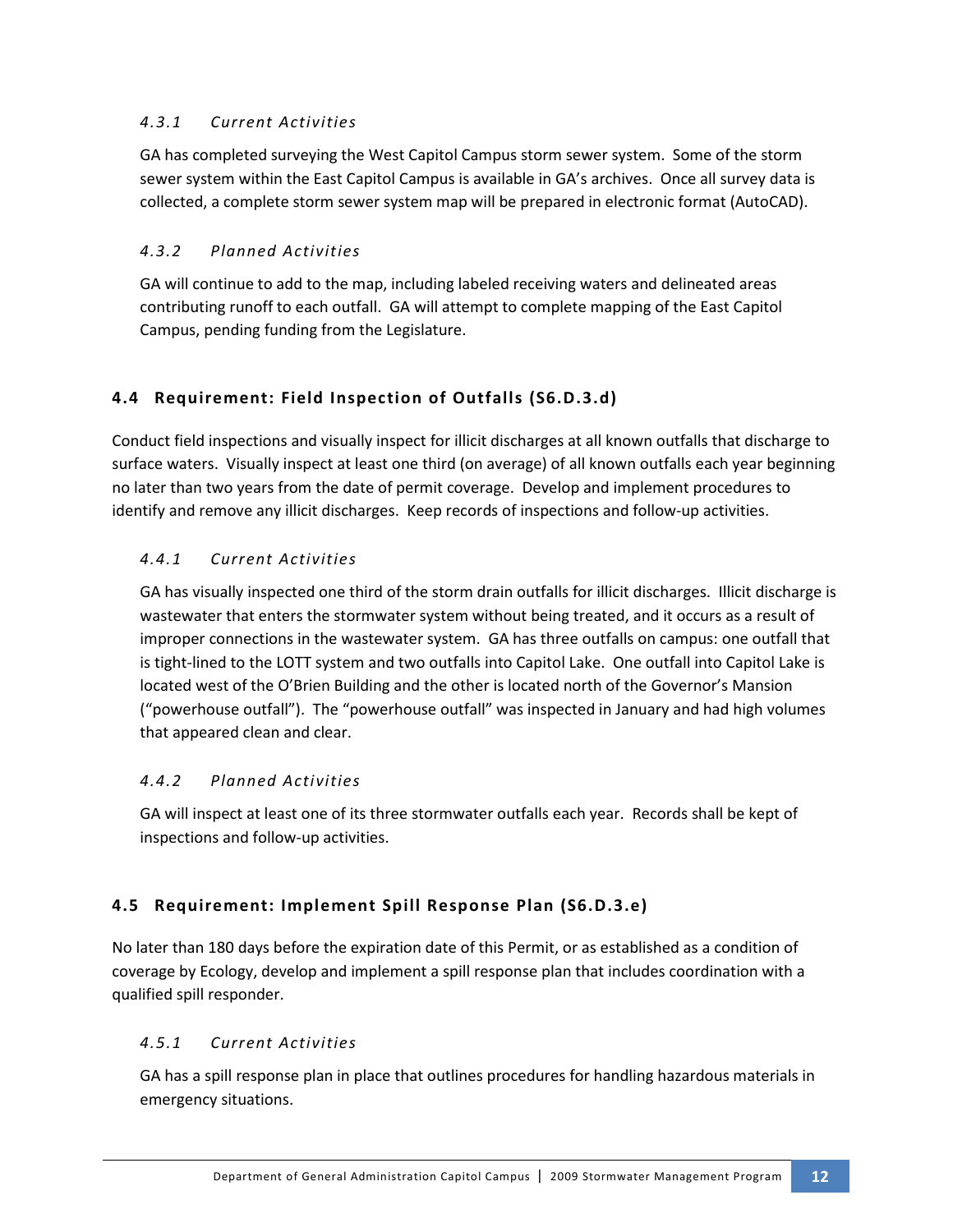### *4.3.1 Current Activities*

GA has completed surveying the West Capitol Campus storm sewer system. Some of the storm sewer system within the East Capitol Campus is available in GA's archives. Once all survey data is collected, a complete storm sewer system map will be prepared in electronic format (AutoCAD).

### *4.3.2 Planned Activities*

GA will continue to add to the map, including labeled receiving waters and delineated areas contributing runoff to each outfall. GA will attempt to complete mapping of the East Capitol Campus, pending funding from the Legislature.

## 4.4 Requirement: Field Inspection of Outfalls (S6.D.3.d)

Conduct field inspections and visually inspect for illicit discharges at all known outfalls that discharge to surface waters. Visually inspect at least one third (on average) of all known outfalls each year beginning no later than two years from the date of permit coverage. Develop and implement procedures to identify and remove any illicit discharges. Keep records of inspections and follow-up activities.

### *4.4.1 Current Activities*

GA has visually inspected one third of the storm drain outfalls for illicit discharges. Illicit discharge is wastewater that enters the stormwater system without being treated, and it occurs as a result of improper connections in the wastewater system. GA has three outfalls on campus: one outfall that is tight-lined to the LOTT system and two outfalls into Capitol Lake. One outfall into Capitol Lake is located west of the O'Brien Building and the other is located north of the Governor's Mansion ("powerhouse outfall"). The "powerhouse outfall" was inspected in January and had high volumes that appeared clean and clear.

### *4.4.2 Planned Activities*

GA will inspect at least one of its three stormwater outfalls each year. Records shall be kept of inspections and follow-up activities.

## 4.5 Requirement: Implement Spill Response Plan (S6.D.3.e)

No later than 180 days before the expiration date of this Permit, or as established as a condition of coverage by Ecology, develop and implement a spill response plan that includes coordination with a qualified spill responder.

### *4.5.1 Current Activities*

GA has a spill response plan in place that outlines procedures for handling hazardous materials in emergency situations.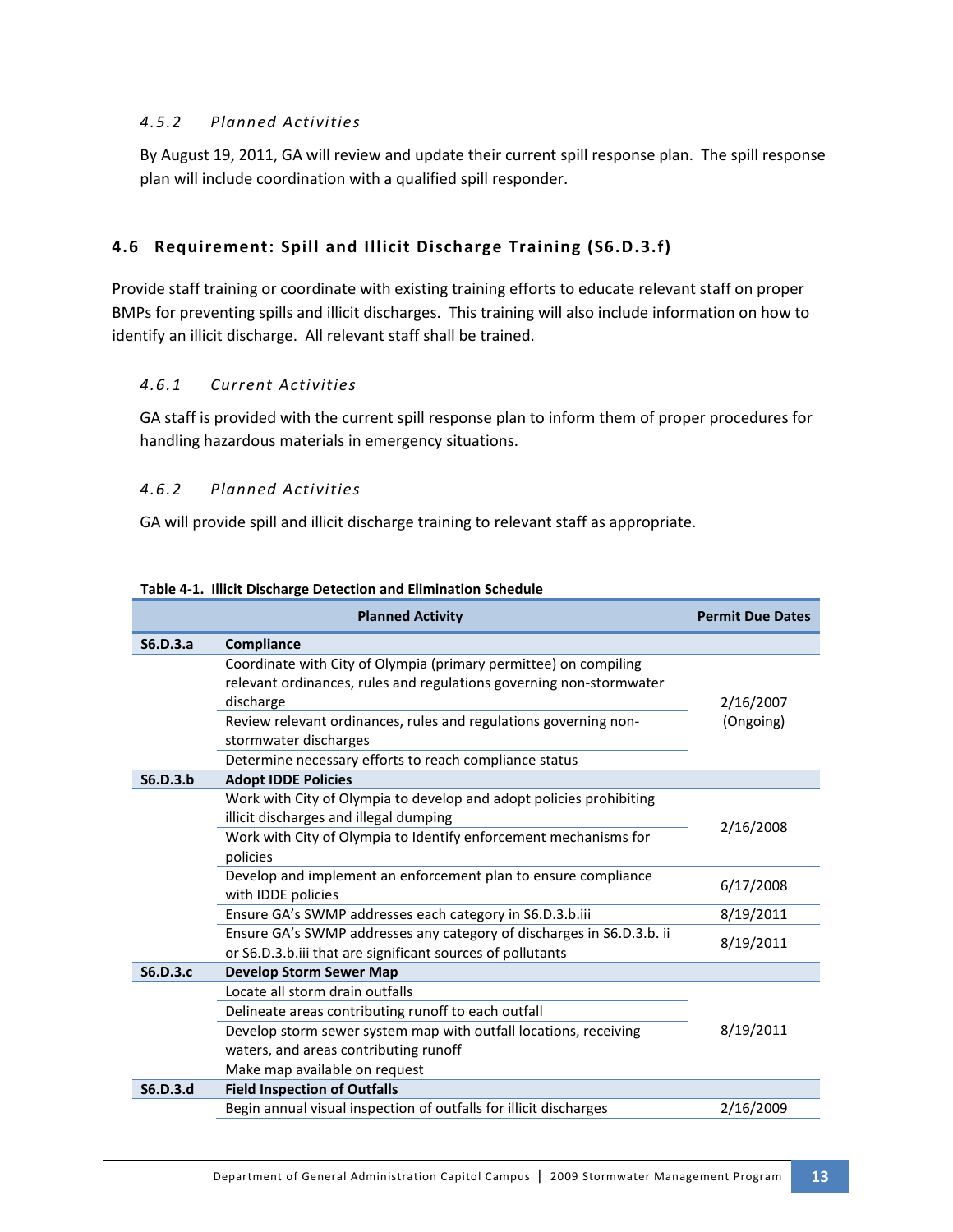#### 4.5.2 Planned Activities

By August 19, 2011, GA will review and update their current spill response plan. The spill response plan will include coordination with a qualified spill responder.

### 4.6 Requirement: Spill and Illicit Discharge Training (S6.D.3.f)

Provide staff training or coordinate with existing training efforts to educate relevant staff on proper BMPs for preventing spills and illicit discharges. This training will also include information on how to identify an illicit discharge. All relevant staff shall be trained.

#### 4.6.1 Current Activities

GA staff is provided with the current spill response plan to inform them of proper procedures for handling hazardous materials in emergency situations.

#### 4.6.2 Planned Activities

GA will provide spill and illicit discharge training to relevant staff as appropriate.

**Table 4-1. Illicit Discharge Detection and Elimination Schedule**

| | Planned Activity | Permit Due Dates |
|---|---|---|
| **S6.D.3.a** | **Compliance** | |
| | Coordinate with City of Olympia (primary permittee) on compiling relevant ordinances, rules and regulations governing non-stormwater discharge | 2/16/2007 (Ongoing) |
| | Review relevant ordinances, rules and regulations governing non-stormwater discharges | |
| | Determine necessary efforts to reach compliance status | |
| **S6.D.3.b** | **Adopt IDDE Policies** | |
| | Work with City of Olympia to develop and adopt policies prohibiting illicit discharges and illegal dumping | 2/16/2008 |
| | Work with City of Olympia to Identify enforcement mechanisms for policies | |
| | Develop and implement an enforcement plan to ensure compliance with IDDE policies | 6/17/2008 |
| | Ensure GA's SWMP addresses each category in S6.D.3.b.iii | 8/19/2011 |
| | Ensure GA's SWMP addresses any category of discharges in S6.D.3.b. ii or S6.D.3.b.iii that are significant sources of pollutants | 8/19/2011 |
| **S6.D.3.c** | **Develop Storm Sewer Map** | |
| | Locate all storm drain outfalls | 8/19/2011 |
| | Delineate areas contributing runoff to each outfall | |
| | Develop storm sewer system map with outfall locations, receiving waters, and areas contributing runoff | |
| | Make map available on request | |
| **S6.D.3.d** | **Field Inspection of Outfalls** | |
| | Begin annual visual inspection of outfalls for illicit discharges | 2/16/2009 |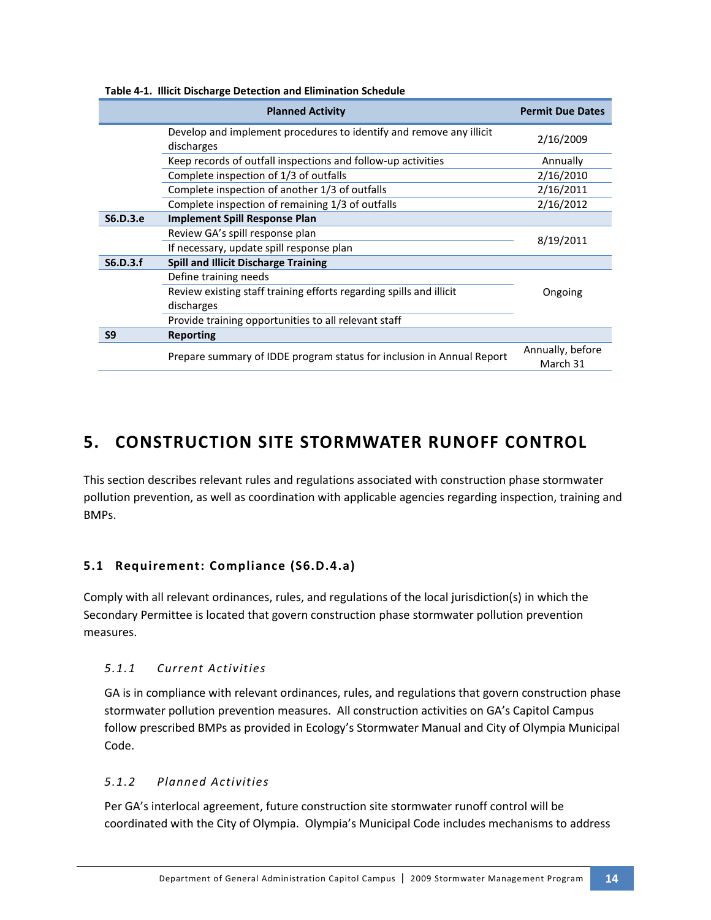**Table 4-1. Illicit Discharge Detection and Elimination Schedule**

| | Planned Activity | Permit Due Dates |
|---|---|---|
| | Develop and implement procedures to identify and remove any illicit discharges | 2/16/2009 |
| | Keep records of outfall inspections and follow-up activities | Annually |
| | Complete inspection of 1/3 of outfalls | 2/16/2010 |
| | Complete inspection of another 1/3 of outfalls | 2/16/2011 |
| | Complete inspection of remaining 1/3 of outfalls | 2/16/2012 |
| **S6.D.3.e** | **Implement Spill Response Plan** | |
| | Review GA's spill response plan | 8/19/2011 |
| | If necessary, update spill response plan | |
| **S6.D.3.f** | **Spill and Illicit Discharge Training** | |
| | Define training needs | Ongoing |
| | Review existing staff training efforts regarding spills and illicit discharges | |
| | Provide training opportunities to all relevant staff | |
| **S9** | **Reporting** | |
| | Prepare summary of IDDE program status for inclusion in Annual Report | Annually, before March 31 |

# 5. CONSTRUCTION SITE STORMWATER RUNOFF CONTROL

This section describes relevant rules and regulations associated with construction phase stormwater pollution prevention, as well as coordination with applicable agencies regarding inspection, training and BMPs.

## 5.1 Requirement: Compliance (S6.D.4.a)

Comply with all relevant ordinances, rules, and regulations of the local jurisdiction(s) in which the Secondary Permittee is located that govern construction phase stormwater pollution prevention measures.

### *5.1.1 Current Activities*

GA is in compliance with relevant ordinances, rules, and regulations that govern construction phase stormwater pollution prevention measures. All construction activities on GA's Capitol Campus follow prescribed BMPs as provided in Ecology's Stormwater Manual and City of Olympia Municipal Code.

### *5.1.2 Planned Activities*

Per GA's interlocal agreement, future construction site stormwater runoff control will be coordinated with the City of Olympia. Olympia's Municipal Code includes mechanisms to address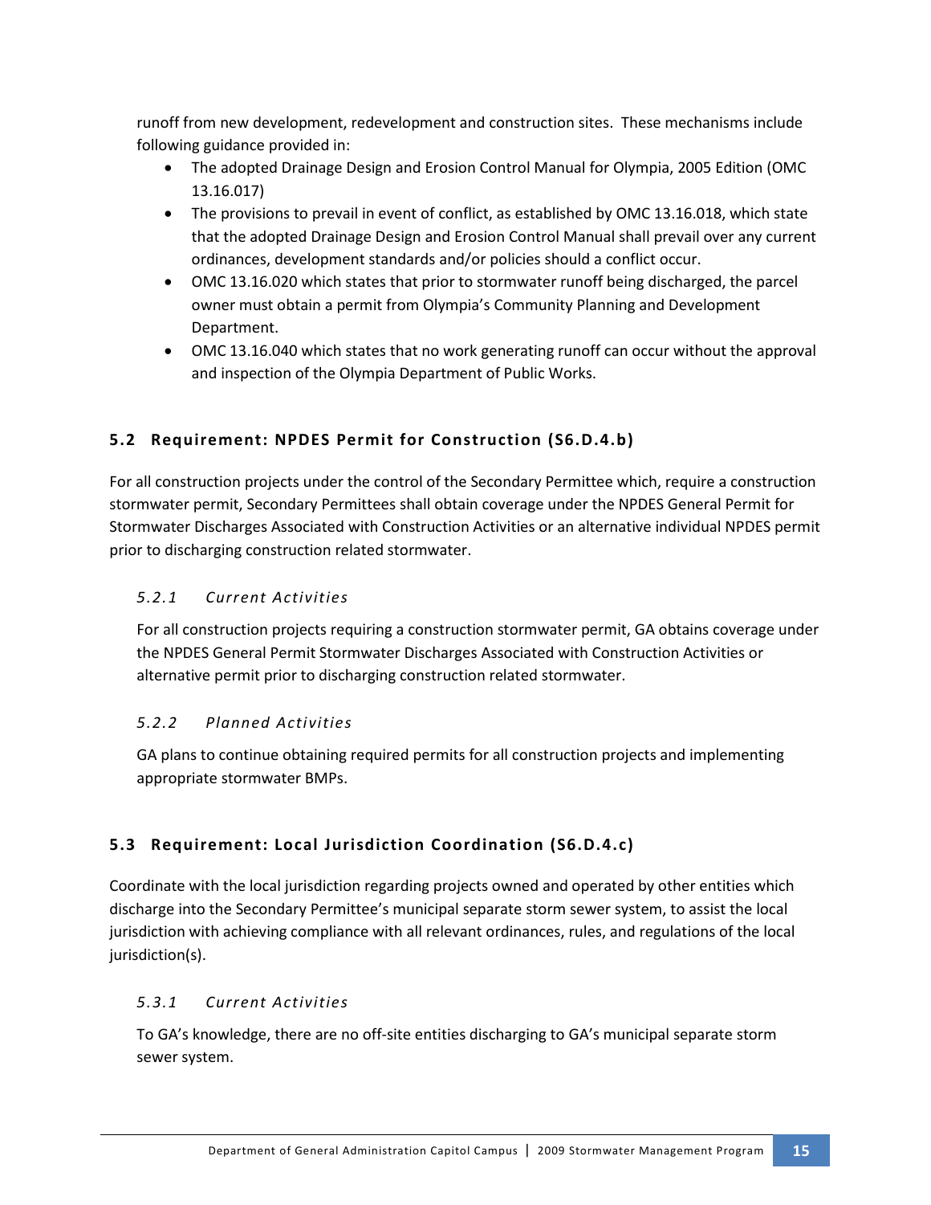runoff from new development, redevelopment and construction sites. These mechanisms include following guidance provided in:

- The adopted Drainage Design and Erosion Control Manual for Olympia, 2005 Edition (OMC 13.16.017)
- The provisions to prevail in event of conflict, as established by OMC 13.16.018, which state that the adopted Drainage Design and Erosion Control Manual shall prevail over any current ordinances, development standards and/or policies should a conflict occur.
- OMC 13.16.020 which states that prior to stormwater runoff being discharged, the parcel owner must obtain a permit from Olympia's Community Planning and Development Department.
- OMC 13.16.040 which states that no work generating runoff can occur without the approval and inspection of the Olympia Department of Public Works.

## 5.2 Requirement: NPDES Permit for Construction (S6.D.4.b)

For all construction projects under the control of the Secondary Permittee which, require a construction stormwater permit, Secondary Permittees shall obtain coverage under the NPDES General Permit for Stormwater Discharges Associated with Construction Activities or an alternative individual NPDES permit prior to discharging construction related stormwater.

### *5.2.1 Current Activities*

For all construction projects requiring a construction stormwater permit, GA obtains coverage under the NPDES General Permit Stormwater Discharges Associated with Construction Activities or alternative permit prior to discharging construction related stormwater.

### *5.2.2 Planned Activities*

GA plans to continue obtaining required permits for all construction projects and implementing appropriate stormwater BMPs.

## 5.3 Requirement: Local Jurisdiction Coordination (S6.D.4.c)

Coordinate with the local jurisdiction regarding projects owned and operated by other entities which discharge into the Secondary Permittee's municipal separate storm sewer system, to assist the local jurisdiction with achieving compliance with all relevant ordinances, rules, and regulations of the local jurisdiction(s).

### *5.3.1 Current Activities*

To GA's knowledge, there are no off-site entities discharging to GA's municipal separate storm sewer system.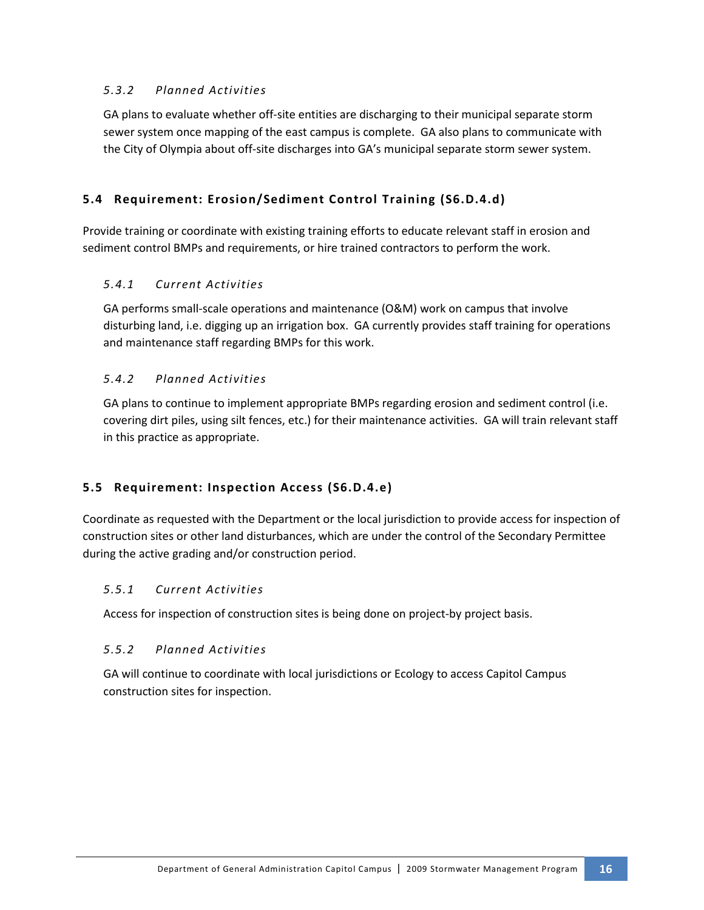#### *5.3.2 Planned Activities*

GA plans to evaluate whether off-site entities are discharging to their municipal separate storm sewer system once mapping of the east campus is complete. GA also plans to communicate with the City of Olympia about off-site discharges into GA's municipal separate storm sewer system.

### 5.4 Requirement: Erosion/Sediment Control Training (S6.D.4.d)

Provide training or coordinate with existing training efforts to educate relevant staff in erosion and sediment control BMPs and requirements, or hire trained contractors to perform the work.

#### *5.4.1 Current Activities*

GA performs small-scale operations and maintenance (O&M) work on campus that involve disturbing land, i.e. digging up an irrigation box. GA currently provides staff training for operations and maintenance staff regarding BMPs for this work.

#### *5.4.2 Planned Activities*

GA plans to continue to implement appropriate BMPs regarding erosion and sediment control (i.e. covering dirt piles, using silt fences, etc.) for their maintenance activities. GA will train relevant staff in this practice as appropriate.

### 5.5 Requirement: Inspection Access (S6.D.4.e)

Coordinate as requested with the Department or the local jurisdiction to provide access for inspection of construction sites or other land disturbances, which are under the control of the Secondary Permittee during the active grading and/or construction period.

#### *5.5.1 Current Activities*

Access for inspection of construction sites is being done on project-by project basis.

#### *5.5.2 Planned Activities*

GA will continue to coordinate with local jurisdictions or Ecology to access Capitol Campus construction sites for inspection.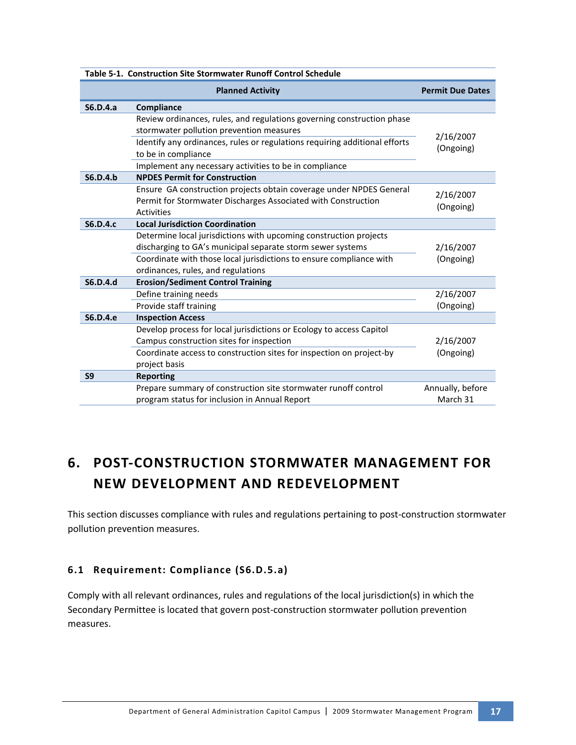**Table 5-1. Construction Site Stormwater Runoff Control Schedule**

| | Planned Activity | Permit Due Dates |
|---|---|---|
| **S6.D.4.a** | **Compliance** | |
| | Review ordinances, rules, and regulations governing construction phase stormwater pollution prevention measures | 2/16/2007 (Ongoing) |
| | Identify any ordinances, rules or regulations requiring additional efforts to be in compliance | |
| | Implement any necessary activities to be in compliance | |
| **S6.D.4.b** | **NPDES Permit for Construction** | |
| | Ensure GA construction projects obtain coverage under NPDES General Permit for Stormwater Discharges Associated with Construction Activities | 2/16/2007 (Ongoing) |
| **S6.D.4.c** | **Local Jurisdiction Coordination** | |
| | Determine local jurisdictions with upcoming construction projects discharging to GA's municipal separate storm sewer systems | 2/16/2007 (Ongoing) |
| | Coordinate with those local jurisdictions to ensure compliance with ordinances, rules, and regulations | |
| **S6.D.4.d** | **Erosion/Sediment Control Training** | |
| | Define training needs | 2/16/2007 (Ongoing) |
| | Provide staff training | |
| **S6.D.4.e** | **Inspection Access** | |
| | Develop process for local jurisdictions or Ecology to access Capitol Campus construction sites for inspection | 2/16/2007 (Ongoing) |
| | Coordinate access to construction sites for inspection on project-by project basis | |
| **S9** | **Reporting** | |
| | Prepare summary of construction site stormwater runoff control program status for inclusion in Annual Report | Annually, before March 31 |

# 6. POST-CONSTRUCTION STORMWATER MANAGEMENT FOR NEW DEVELOPMENT AND REDEVELOPMENT

This section discusses compliance with rules and regulations pertaining to post-construction stormwater pollution prevention measures.

## 6.1 Requirement: Compliance (S6.D.5.a)

Comply with all relevant ordinances, rules and regulations of the local jurisdiction(s) in which the Secondary Permittee is located that govern post-construction stormwater pollution prevention measures.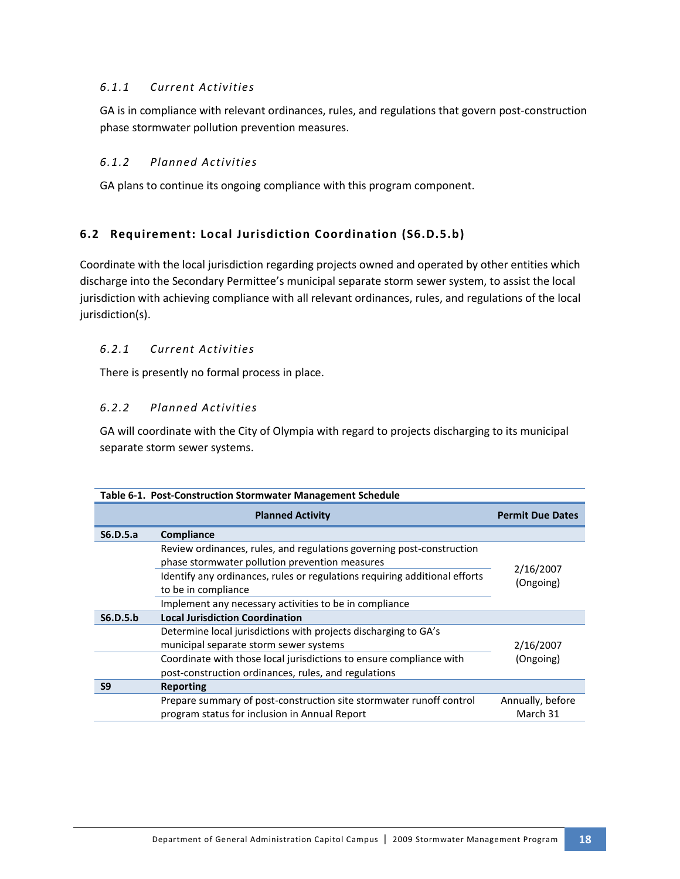#### 6.1.1 Current Activities

GA is in compliance with relevant ordinances, rules, and regulations that govern post-construction phase stormwater pollution prevention measures.

#### 6.1.2 Planned Activities

GA plans to continue its ongoing compliance with this program component.

### 6.2 Requirement: Local Jurisdiction Coordination (S6.D.5.b)

Coordinate with the local jurisdiction regarding projects owned and operated by other entities which discharge into the Secondary Permittee's municipal separate storm sewer system, to assist the local jurisdiction with achieving compliance with all relevant ordinances, rules, and regulations of the local jurisdiction(s).

#### 6.2.1 Current Activities

There is presently no formal process in place.

#### 6.2.2 Planned Activities

GA will coordinate with the City of Olympia with regard to projects discharging to its municipal separate storm sewer systems.

**Table 6-1. Post-Construction Stormwater Management Schedule**

| | Planned Activity | Permit Due Dates |
|---|---|---|
| **S6.D.5.a** | **Compliance** | |
| | Review ordinances, rules, and regulations governing post-construction phase stormwater pollution prevention measures | 2/16/2007 (Ongoing) |
| | Identify any ordinances, rules or regulations requiring additional efforts to be in compliance | |
| | Implement any necessary activities to be in compliance | |
| **S6.D.5.b** | **Local Jurisdiction Coordination** | |
| | Determine local jurisdictions with projects discharging to GA's municipal separate storm sewer systems | 2/16/2007 (Ongoing) |
| | Coordinate with those local jurisdictions to ensure compliance with post-construction ordinances, rules, and regulations | |
| **S9** | **Reporting** | |
| | Prepare summary of post-construction site stormwater runoff control program status for inclusion in Annual Report | Annually, before March 31 |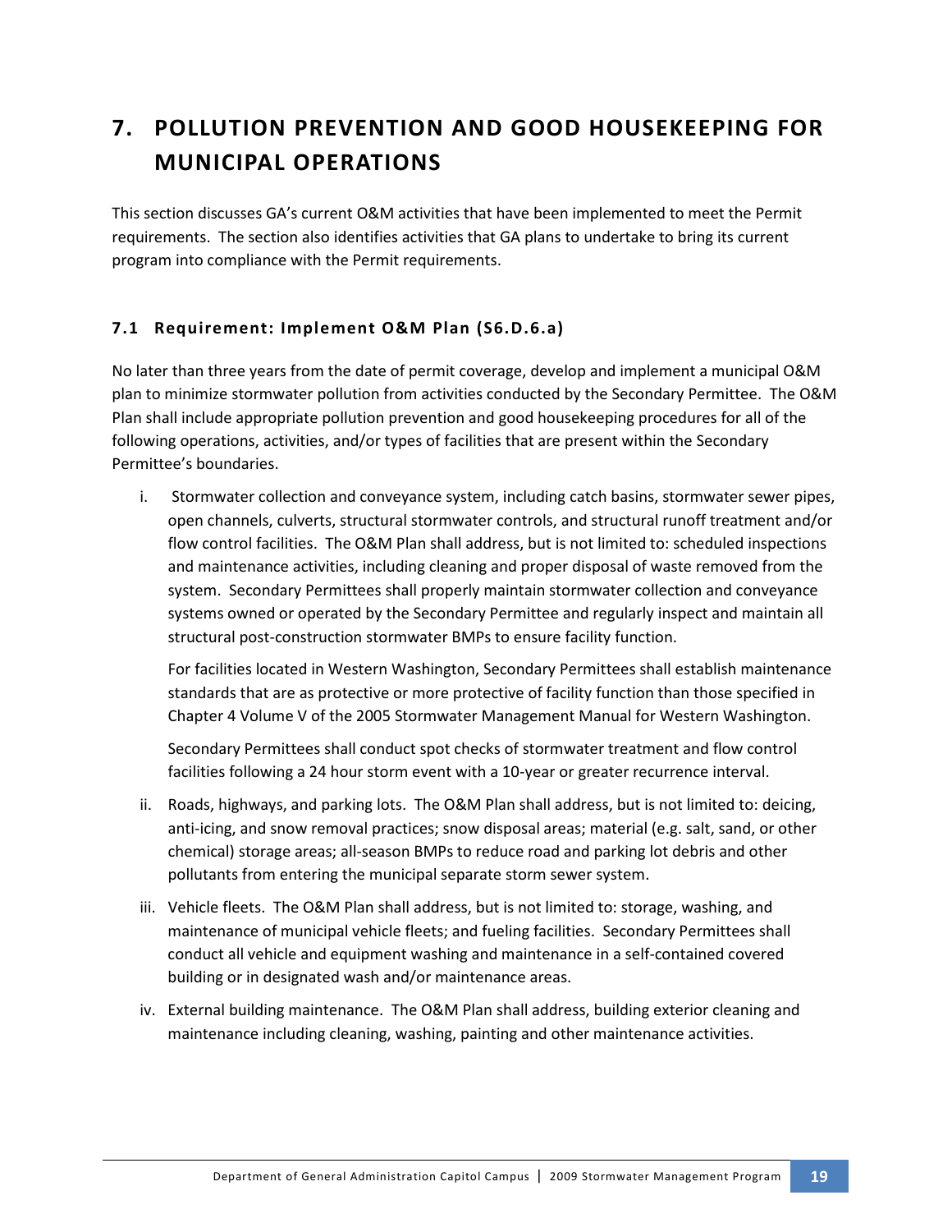# 7. POLLUTION PREVENTION AND GOOD HOUSEKEEPING FOR MUNICIPAL OPERATIONS

This section discusses GA's current O&M activities that have been implemented to meet the Permit requirements. The section also identifies activities that GA plans to undertake to bring its current program into compliance with the Permit requirements.

## 7.1 Requirement: Implement O&M Plan (S6.D.6.a)

No later than three years from the date of permit coverage, develop and implement a municipal O&M plan to minimize stormwater pollution from activities conducted by the Secondary Permittee. The O&M Plan shall include appropriate pollution prevention and good housekeeping procedures for all of the following operations, activities, and/or types of facilities that are present within the Secondary Permittee's boundaries.

i. Stormwater collection and conveyance system, including catch basins, stormwater sewer pipes, open channels, culverts, structural stormwater controls, and structural runoff treatment and/or flow control facilities. The O&M Plan shall address, but is not limited to: scheduled inspections and maintenance activities, including cleaning and proper disposal of waste removed from the system. Secondary Permittees shall properly maintain stormwater collection and conveyance systems owned or operated by the Secondary Permittee and regularly inspect and maintain all structural post-construction stormwater BMPs to ensure facility function.

   For facilities located in Western Washington, Secondary Permittees shall establish maintenance standards that are as protective or more protective of facility function than those specified in Chapter 4 Volume V of the 2005 Stormwater Management Manual for Western Washington.

   Secondary Permittees shall conduct spot checks of stormwater treatment and flow control facilities following a 24 hour storm event with a 10-year or greater recurrence interval.

ii. Roads, highways, and parking lots. The O&M Plan shall address, but is not limited to: deicing, anti-icing, and snow removal practices; snow disposal areas; material (e.g. salt, sand, or other chemical) storage areas; all-season BMPs to reduce road and parking lot debris and other pollutants from entering the municipal separate storm sewer system.

iii. Vehicle fleets. The O&M Plan shall address, but is not limited to: storage, washing, and maintenance of municipal vehicle fleets; and fueling facilities. Secondary Permittees shall conduct all vehicle and equipment washing and maintenance in a self-contained covered building or in designated wash and/or maintenance areas.

iv. External building maintenance. The O&M Plan shall address, building exterior cleaning and maintenance including cleaning, washing, painting and other maintenance activities.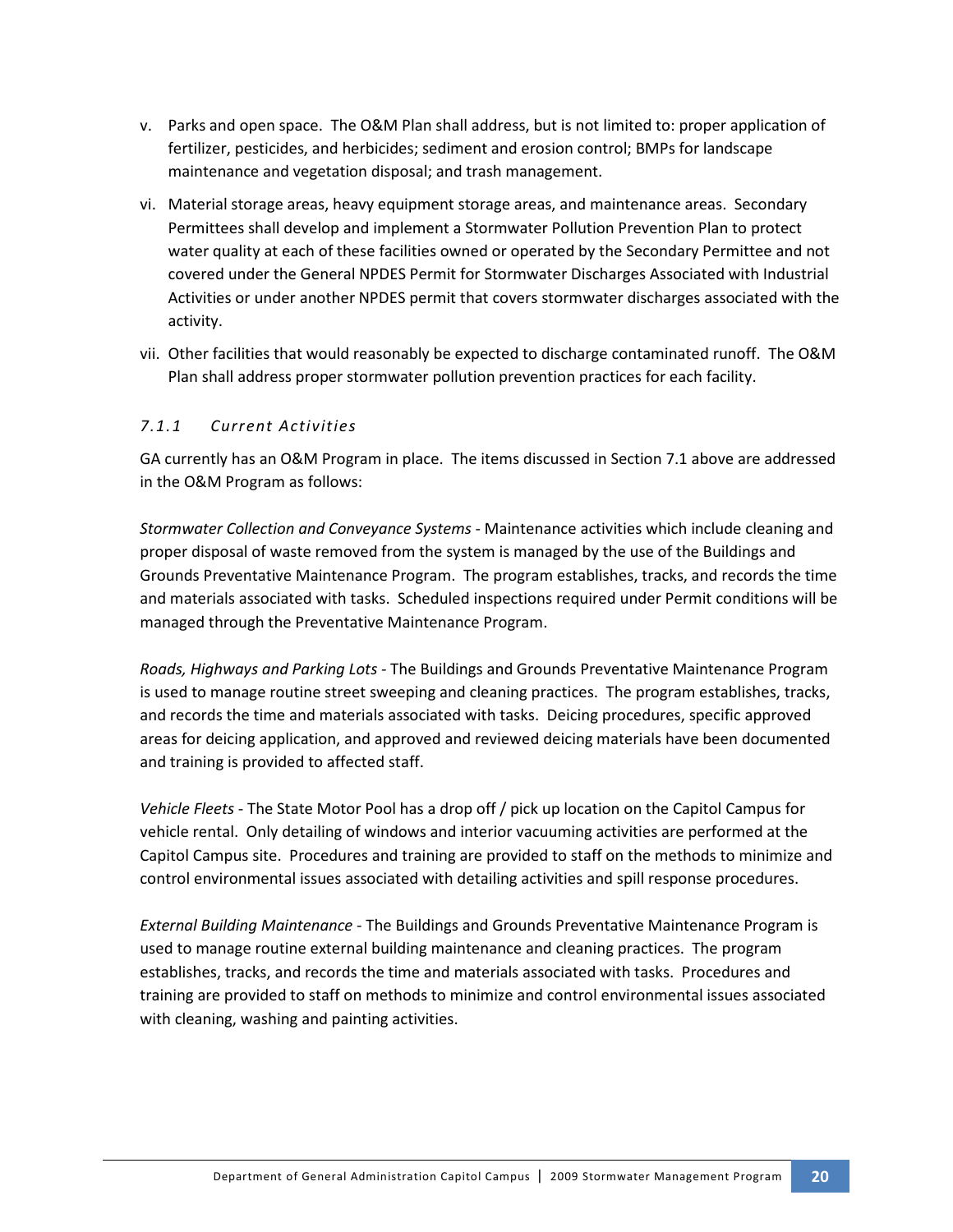v. Parks and open space. The O&M Plan shall address, but is not limited to: proper application of fertilizer, pesticides, and herbicides; sediment and erosion control; BMPs for landscape maintenance and vegetation disposal; and trash management.

vi. Material storage areas, heavy equipment storage areas, and maintenance areas. Secondary Permittees shall develop and implement a Stormwater Pollution Prevention Plan to protect water quality at each of these facilities owned or operated by the Secondary Permittee and not covered under the General NPDES Permit for Stormwater Discharges Associated with Industrial Activities or under another NPDES permit that covers stormwater discharges associated with the activity.

vii. Other facilities that would reasonably be expected to discharge contaminated runoff. The O&M Plan shall address proper stormwater pollution prevention practices for each facility.

### *7.1.1 Current Activities*

GA currently has an O&M Program in place. The items discussed in Section 7.1 above are addressed in the O&M Program as follows:

*Stormwater Collection and Conveyance Systems* - Maintenance activities which include cleaning and proper disposal of waste removed from the system is managed by the use of the Buildings and Grounds Preventative Maintenance Program. The program establishes, tracks, and records the time and materials associated with tasks. Scheduled inspections required under Permit conditions will be managed through the Preventative Maintenance Program.

*Roads, Highways and Parking Lots* - The Buildings and Grounds Preventative Maintenance Program is used to manage routine street sweeping and cleaning practices. The program establishes, tracks, and records the time and materials associated with tasks. Deicing procedures, specific approved areas for deicing application, and approved and reviewed deicing materials have been documented and training is provided to affected staff.

*Vehicle Fleets* - The State Motor Pool has a drop off / pick up location on the Capitol Campus for vehicle rental. Only detailing of windows and interior vacuuming activities are performed at the Capitol Campus site. Procedures and training are provided to staff on the methods to minimize and control environmental issues associated with detailing activities and spill response procedures.

*External Building Maintenance* - The Buildings and Grounds Preventative Maintenance Program is used to manage routine external building maintenance and cleaning practices. The program establishes, tracks, and records the time and materials associated with tasks. Procedures and training are provided to staff on methods to minimize and control environmental issues associated with cleaning, washing and painting activities.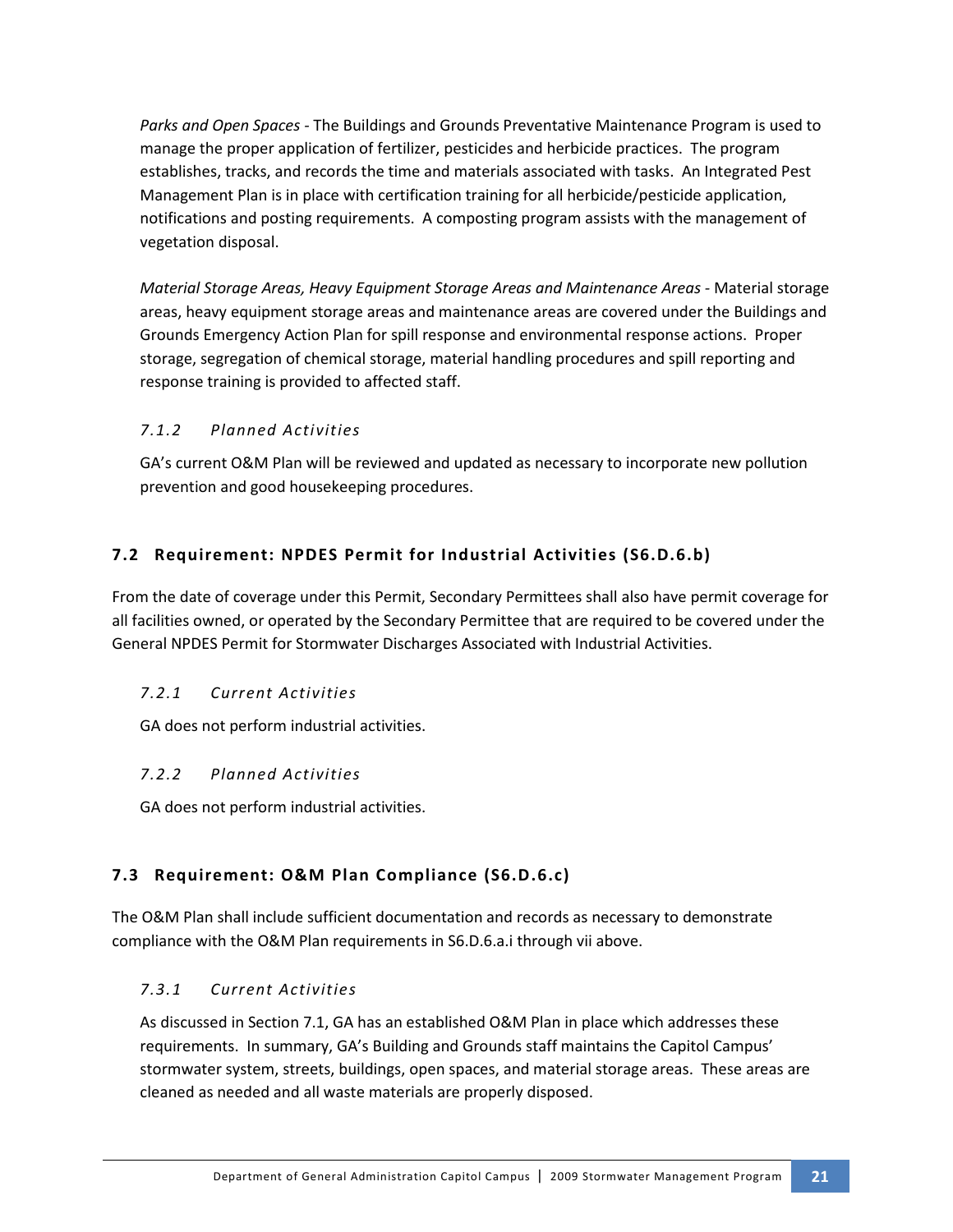*Parks and Open Spaces* - The Buildings and Grounds Preventative Maintenance Program is used to manage the proper application of fertilizer, pesticides and herbicide practices. The program establishes, tracks, and records the time and materials associated with tasks. An Integrated Pest Management Plan is in place with certification training for all herbicide/pesticide application, notifications and posting requirements. A composting program assists with the management of vegetation disposal.

*Material Storage Areas, Heavy Equipment Storage Areas and Maintenance Areas* - Material storage areas, heavy equipment storage areas and maintenance areas are covered under the Buildings and Grounds Emergency Action Plan for spill response and environmental response actions. Proper storage, segregation of chemical storage, material handling procedures and spill reporting and response training is provided to affected staff.

### *7.1.2 Planned Activities*

GA's current O&M Plan will be reviewed and updated as necessary to incorporate new pollution prevention and good housekeeping procedures.

## 7.2 Requirement: NPDES Permit for Industrial Activities (S6.D.6.b)

From the date of coverage under this Permit, Secondary Permittees shall also have permit coverage for all facilities owned, or operated by the Secondary Permittee that are required to be covered under the General NPDES Permit for Stormwater Discharges Associated with Industrial Activities.

### *7.2.1 Current Activities*

GA does not perform industrial activities.

### *7.2.2 Planned Activities*

GA does not perform industrial activities.

## 7.3 Requirement: O&M Plan Compliance (S6.D.6.c)

The O&M Plan shall include sufficient documentation and records as necessary to demonstrate compliance with the O&M Plan requirements in S6.D.6.a.i through vii above.

### *7.3.1 Current Activities*

As discussed in Section 7.1, GA has an established O&M Plan in place which addresses these requirements. In summary, GA's Building and Grounds staff maintains the Capitol Campus' stormwater system, streets, buildings, open spaces, and material storage areas. These areas are cleaned as needed and all waste materials are properly disposed.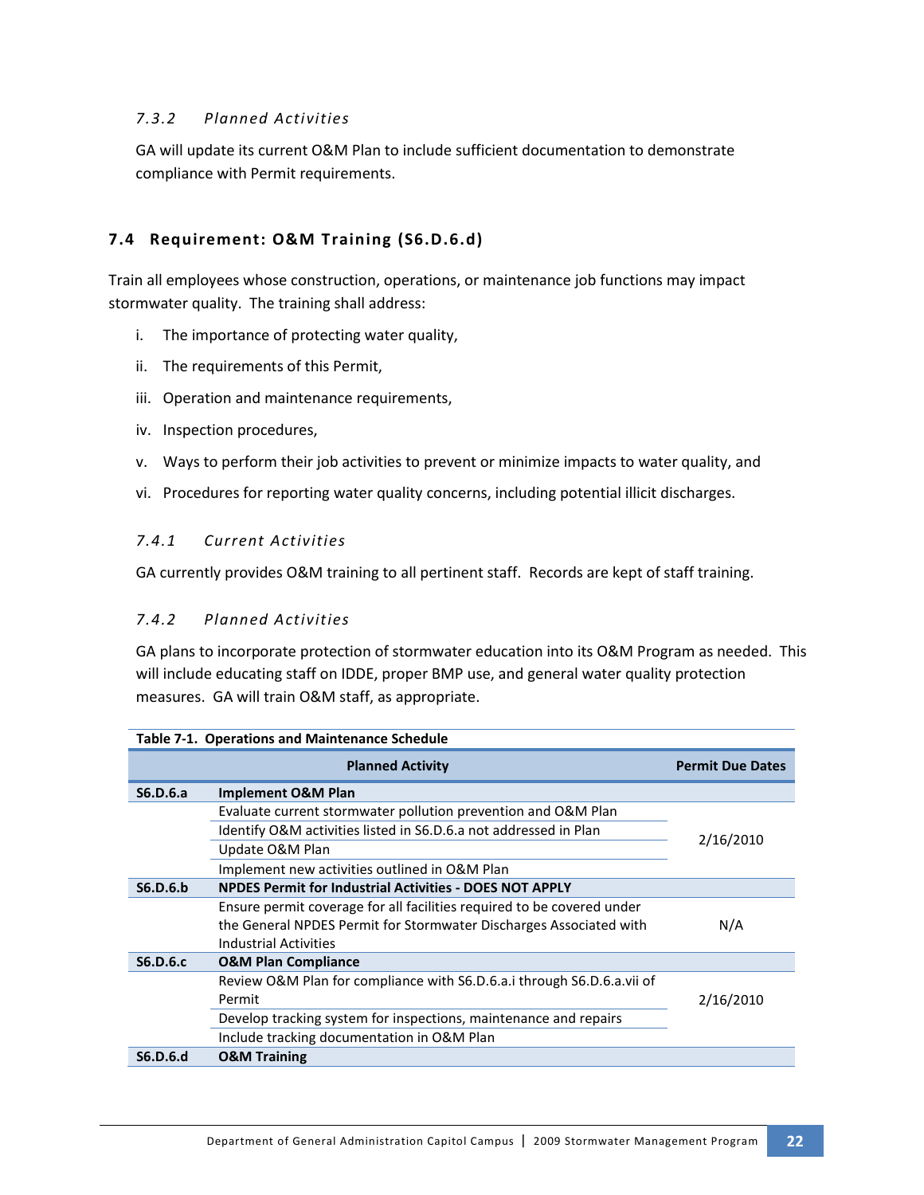#### 7.3.2 Planned Activities

GA will update its current O&M Plan to include sufficient documentation to demonstrate compliance with Permit requirements.

### 7.4 Requirement: O&M Training (S6.D.6.d)

Train all employees whose construction, operations, or maintenance job functions may impact stormwater quality. The training shall address:

i. The importance of protecting water quality,

ii. The requirements of this Permit,

iii. Operation and maintenance requirements,

iv. Inspection procedures,

v. Ways to perform their job activities to prevent or minimize impacts to water quality, and

vi. Procedures for reporting water quality concerns, including potential illicit discharges.

#### 7.4.1 Current Activities

GA currently provides O&M training to all pertinent staff. Records are kept of staff training.

#### 7.4.2 Planned Activities

GA plans to incorporate protection of stormwater education into its O&M Program as needed. This will include educating staff on IDDE, proper BMP use, and general water quality protection measures. GA will train O&M staff, as appropriate.

**Table 7-1. Operations and Maintenance Schedule**

| | Planned Activity | Permit Due Dates |
|---|---|---|
| **S6.D.6.a** | **Implement O&M Plan** | |
| | Evaluate current stormwater pollution prevention and O&M Plan | 2/16/2010 |
| | Identify O&M activities listed in S6.D.6.a not addressed in Plan | |
| | Update O&M Plan | |
| | Implement new activities outlined in O&M Plan | |
| **S6.D.6.b** | **NPDES Permit for Industrial Activities - DOES NOT APPLY** | |
| | Ensure permit coverage for all facilities required to be covered under the General NPDES Permit for Stormwater Discharges Associated with Industrial Activities | N/A |
| **S6.D.6.c** | **O&M Plan Compliance** | |
| | Review O&M Plan for compliance with S6.D.6.a.i through S6.D.6.a.vii of Permit | 2/16/2010 |
| | Develop tracking system for inspections, maintenance and repairs | |
| | Include tracking documentation in O&M Plan | |
| **S6.D.6.d** | **O&M Training** | |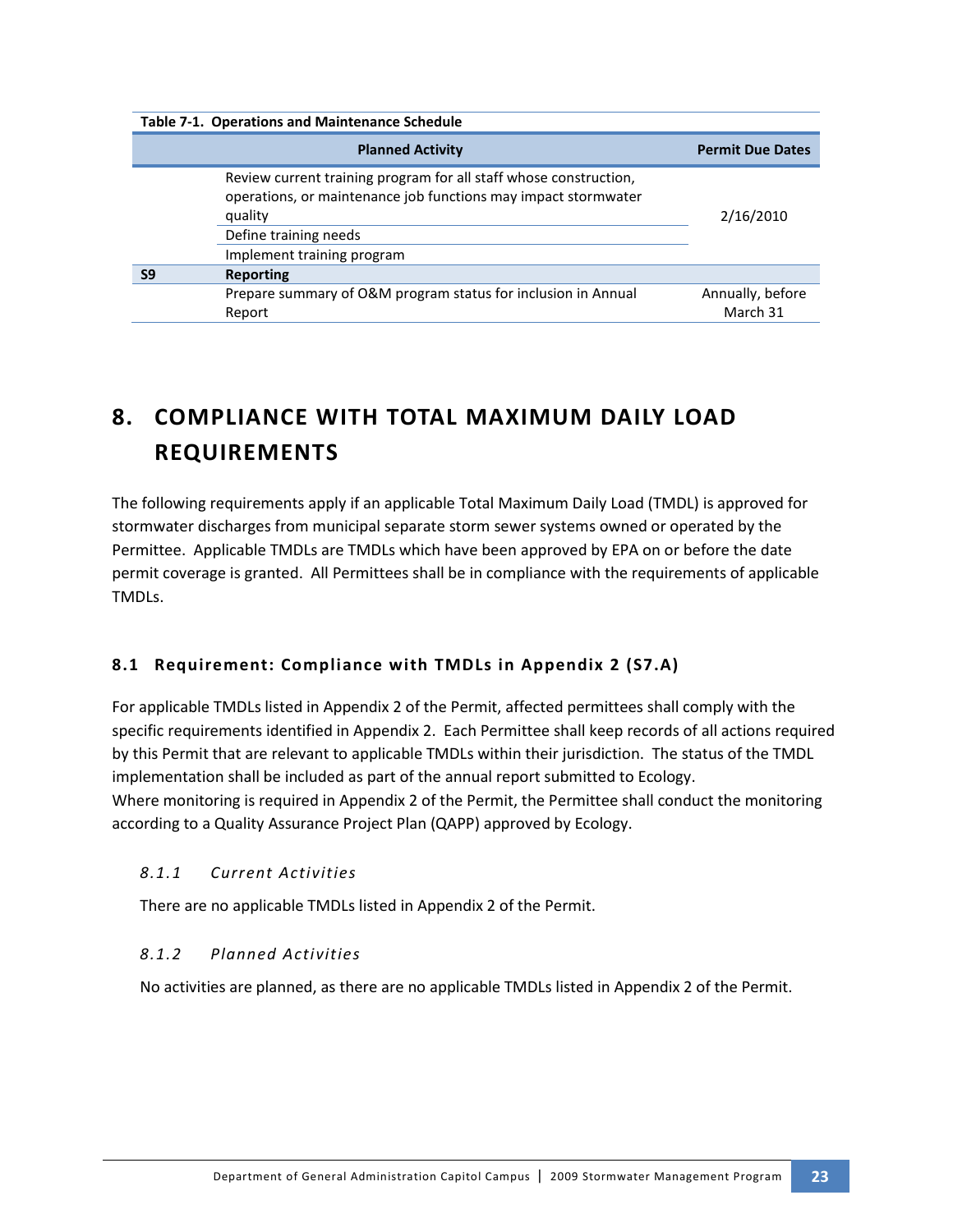**Table 7-1. Operations and Maintenance Schedule**

| | Planned Activity | Permit Due Dates |
|---|---|---|
| | Review current training program for all staff whose construction, operations, or maintenance job functions may impact stormwater quality | 2/16/2010 |
| | Define training needs | |
| | Implement training program | |
| **S9** | **Reporting** | |
| | Prepare summary of O&M program status for inclusion in Annual Report | Annually, before March 31 |

# 8. COMPLIANCE WITH TOTAL MAXIMUM DAILY LOAD REQUIREMENTS

The following requirements apply if an applicable Total Maximum Daily Load (TMDL) is approved for stormwater discharges from municipal separate storm sewer systems owned or operated by the Permittee. Applicable TMDLs are TMDLs which have been approved by EPA on or before the date permit coverage is granted. All Permittees shall be in compliance with the requirements of applicable TMDLs.

## 8.1 Requirement: Compliance with TMDLs in Appendix 2 (S7.A)

For applicable TMDLs listed in Appendix 2 of the Permit, affected permittees shall comply with the specific requirements identified in Appendix 2. Each Permittee shall keep records of all actions required by this Permit that are relevant to applicable TMDLs within their jurisdiction. The status of the TMDL implementation shall be included as part of the annual report submitted to Ecology.
Where monitoring is required in Appendix 2 of the Permit, the Permittee shall conduct the monitoring according to a Quality Assurance Project Plan (QAPP) approved by Ecology.

### *8.1.1 Current Activities*

There are no applicable TMDLs listed in Appendix 2 of the Permit.

### *8.1.2 Planned Activities*

No activities are planned, as there are no applicable TMDLs listed in Appendix 2 of the Permit.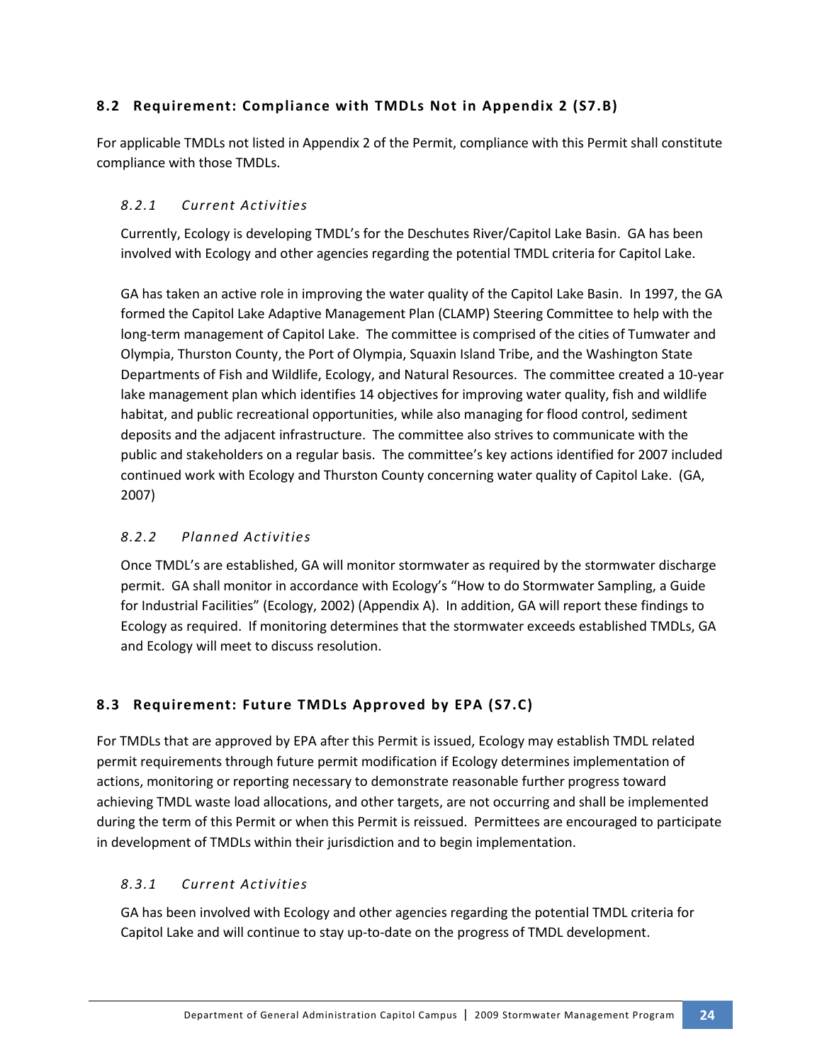## 8.2 Requirement: Compliance with TMDLs Not in Appendix 2 (S7.B)

For applicable TMDLs not listed in Appendix 2 of the Permit, compliance with this Permit shall constitute compliance with those TMDLs.

### *8.2.1 Current Activities*

Currently, Ecology is developing TMDL's for the Deschutes River/Capitol Lake Basin. GA has been involved with Ecology and other agencies regarding the potential TMDL criteria for Capitol Lake.

GA has taken an active role in improving the water quality of the Capitol Lake Basin. In 1997, the GA formed the Capitol Lake Adaptive Management Plan (CLAMP) Steering Committee to help with the long-term management of Capitol Lake. The committee is comprised of the cities of Tumwater and Olympia, Thurston County, the Port of Olympia, Squaxin Island Tribe, and the Washington State Departments of Fish and Wildlife, Ecology, and Natural Resources. The committee created a 10-year lake management plan which identifies 14 objectives for improving water quality, fish and wildlife habitat, and public recreational opportunities, while also managing for flood control, sediment deposits and the adjacent infrastructure. The committee also strives to communicate with the public and stakeholders on a regular basis. The committee's key actions identified for 2007 included continued work with Ecology and Thurston County concerning water quality of Capitol Lake. (GA, 2007)

### *8.2.2 Planned Activities*

Once TMDL's are established, GA will monitor stormwater as required by the stormwater discharge permit. GA shall monitor in accordance with Ecology's "How to do Stormwater Sampling, a Guide for Industrial Facilities" (Ecology, 2002) (Appendix A). In addition, GA will report these findings to Ecology as required. If monitoring determines that the stormwater exceeds established TMDLs, GA and Ecology will meet to discuss resolution.

## 8.3 Requirement: Future TMDLs Approved by EPA (S7.C)

For TMDLs that are approved by EPA after this Permit is issued, Ecology may establish TMDL related permit requirements through future permit modification if Ecology determines implementation of actions, monitoring or reporting necessary to demonstrate reasonable further progress toward achieving TMDL waste load allocations, and other targets, are not occurring and shall be implemented during the term of this Permit or when this Permit is reissued. Permittees are encouraged to participate in development of TMDLs within their jurisdiction and to begin implementation.

### *8.3.1 Current Activities*

GA has been involved with Ecology and other agencies regarding the potential TMDL criteria for Capitol Lake and will continue to stay up-to-date on the progress of TMDL development.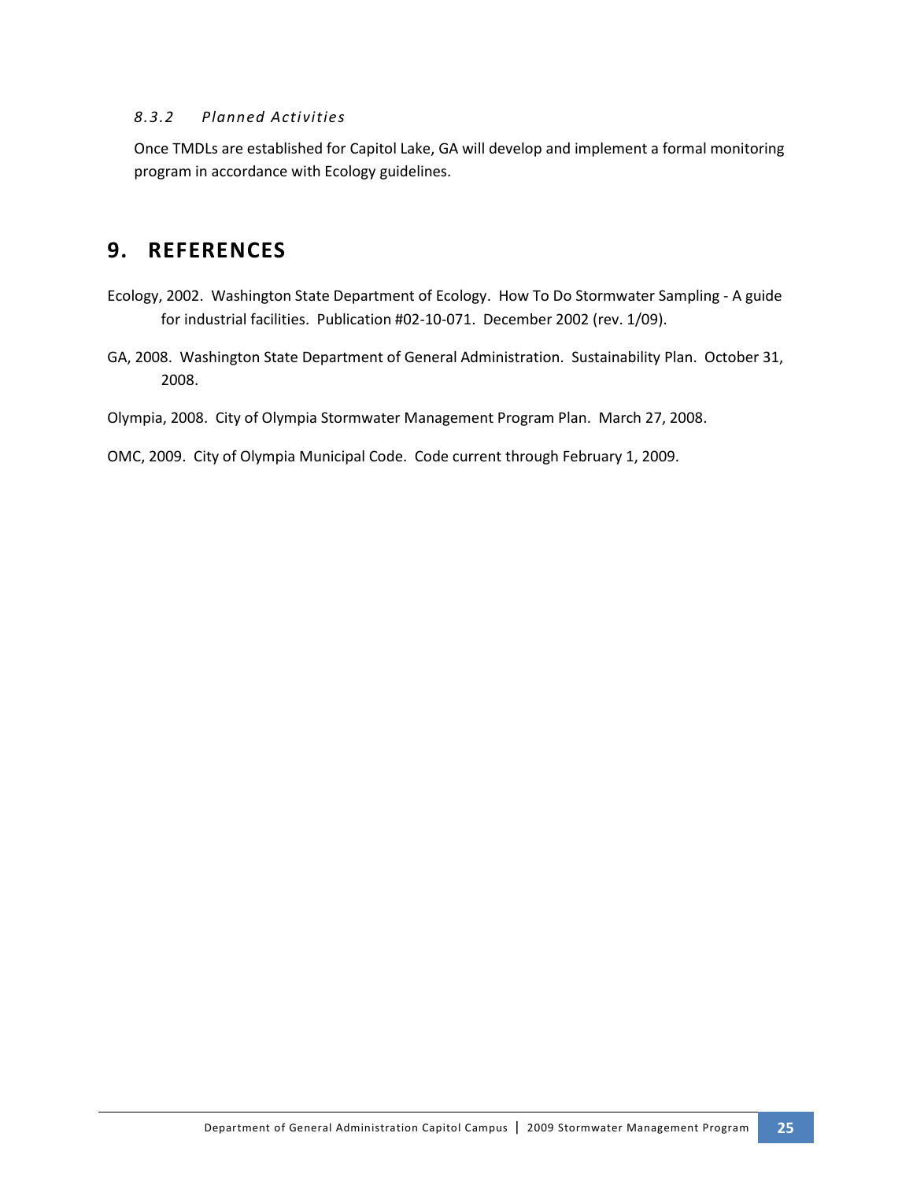### 8.3.2 Planned Activities

Once TMDLs are established for Capitol Lake, GA will develop and implement a formal monitoring program in accordance with Ecology guidelines.

# 9. REFERENCES

Ecology, 2002. Washington State Department of Ecology. How To Do Stormwater Sampling - A guide for industrial facilities. Publication #02-10-071. December 2002 (rev. 1/09).

GA, 2008. Washington State Department of General Administration. Sustainability Plan. October 31, 2008.

Olympia, 2008. City of Olympia Stormwater Management Program Plan. March 27, 2008.

OMC, 2009. City of Olympia Municipal Code. Code current through February 1, 2009.